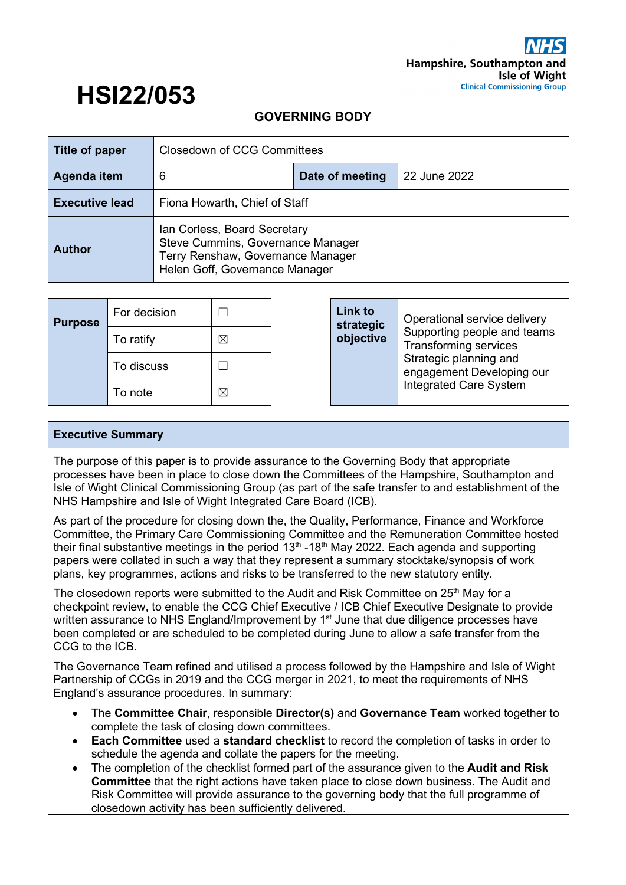Hampshire, Southampton and Isle of Wight Clinical Commissioning Group

# HSI22/053

## GOVERNING BODY

| Title of paper | Closedown of CCG Committees | | |
|---|---|---|---|
| Agenda item | 6 | Date of meeting | 22 June 2022 |
| Executive lead | Fiona Howarth, Chief of Staff | | |
| Author | Ian Corless, Board Secretary<br>Steve Cummins, Governance Manager<br>Terry Renshaw, Governance Manager<br>Helen Goff, Governance Manager | | |

| Purpose | | |
|---|---|---|
| | For decision | ☐ |
| | To ratify | ☒ |
| | To discuss | ☐ |
| | To note | ☒ |

| Link to strategic objective | Operational service delivery<br>Supporting people and teams<br>Transforming services<br>Strategic planning and engagement Developing our Integrated Care System |
|---|---|

**Executive Summary**

The purpose of this paper is to provide assurance to the Governing Body that appropriate processes have been in place to close down the Committees of the Hampshire, Southampton and Isle of Wight Clinical Commissioning Group (as part of the safe transfer to and establishment of the NHS Hampshire and Isle of Wight Integrated Care Board (ICB).

As part of the procedure for closing down the, the Quality, Performance, Finance and Workforce Committee, the Primary Care Commissioning Committee and the Remuneration Committee hosted their final substantive meetings in the period 13th -18th May 2022. Each agenda and supporting papers were collated in such a way that they represent a summary stocktake/synopsis of work plans, key programmes, actions and risks to be transferred to the new statutory entity.

The closedown reports were submitted to the Audit and Risk Committee on 25th May for a checkpoint review, to enable the CCG Chief Executive / ICB Chief Executive Designate to provide written assurance to NHS England/Improvement by 1st June that due diligence processes have been completed or are scheduled to be completed during June to allow a safe transfer from the CCG to the ICB.

The Governance Team refined and utilised a process followed by the Hampshire and Isle of Wight Partnership of CCGs in 2019 and the CCG merger in 2021, to meet the requirements of NHS England's assurance procedures. In summary:

- The **Committee Chair**, responsible **Director(s)** and **Governance Team** worked together to complete the task of closing down committees.
- **Each Committee** used a **standard checklist** to record the completion of tasks in order to schedule the agenda and collate the papers for the meeting.
- The completion of the checklist formed part of the assurance given to the **Audit and Risk Committee** that the right actions have taken place to close down business. The Audit and Risk Committee will provide assurance to the governing body that the full programme of closedown activity has been sufficiently delivered.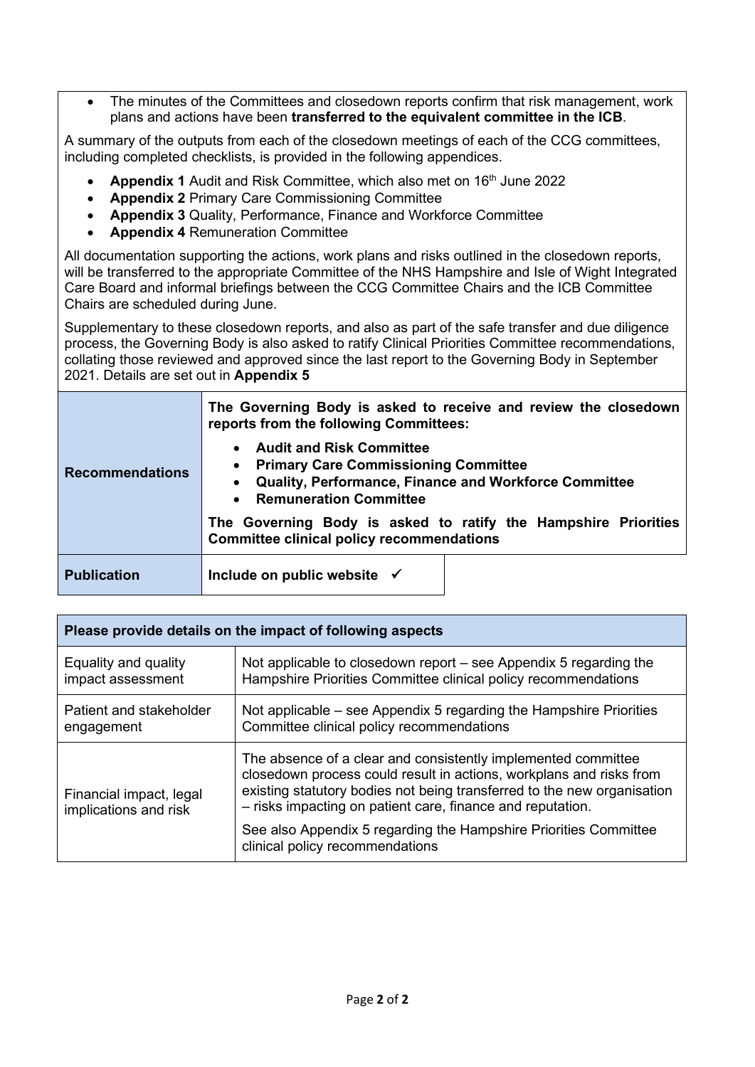- The minutes of the Committees and closedown reports confirm that risk management, work plans and actions have been **transferred to the equivalent committee in the ICB**.

A summary of the outputs from each of the closedown meetings of each of the CCG committees, including completed checklists, is provided in the following appendices.

- **Appendix 1** Audit and Risk Committee, which also met on 16th June 2022
- **Appendix 2** Primary Care Commissioning Committee
- **Appendix 3** Quality, Performance, Finance and Workforce Committee
- **Appendix 4** Remuneration Committee

All documentation supporting the actions, work plans and risks outlined in the closedown reports, will be transferred to the appropriate Committee of the NHS Hampshire and Isle of Wight Integrated Care Board and informal briefings between the CCG Committee Chairs and the ICB Committee Chairs are scheduled during June.

Supplementary to these closedown reports, and also as part of the safe transfer and due diligence process, the Governing Body is also asked to ratify Clinical Priorities Committee recommendations, collating those reviewed and approved since the last report to the Governing Body in September 2021. Details are set out in **Appendix 5**

| | |
|---|---|
| **Recommendations** | **The Governing Body is asked to receive and review the closedown reports from the following Committees:**<br>• **Audit and Risk Committee**<br>• **Primary Care Commissioning Committee**<br>• **Quality, Performance, Finance and Workforce Committee**<br>• **Remuneration Committee**<br>**The Governing Body is asked to ratify the Hampshire Priorities Committee clinical policy recommendations** |
| **Publication** | **Include on public website** ✓ |

| Please provide details on the impact of following aspects | |
|---|---|
| Equality and quality impact assessment | Not applicable to closedown report – see Appendix 5 regarding the Hampshire Priorities Committee clinical policy recommendations |
| Patient and stakeholder engagement | Not applicable – see Appendix 5 regarding the Hampshire Priorities Committee clinical policy recommendations |
| Financial impact, legal implications and risk | The absence of a clear and consistently implemented committee closedown process could result in actions, workplans and risks from existing statutory bodies not being transferred to the new organisation – risks impacting on patient care, finance and reputation.<br>See also Appendix 5 regarding the Hampshire Priorities Committee clinical policy recommendations |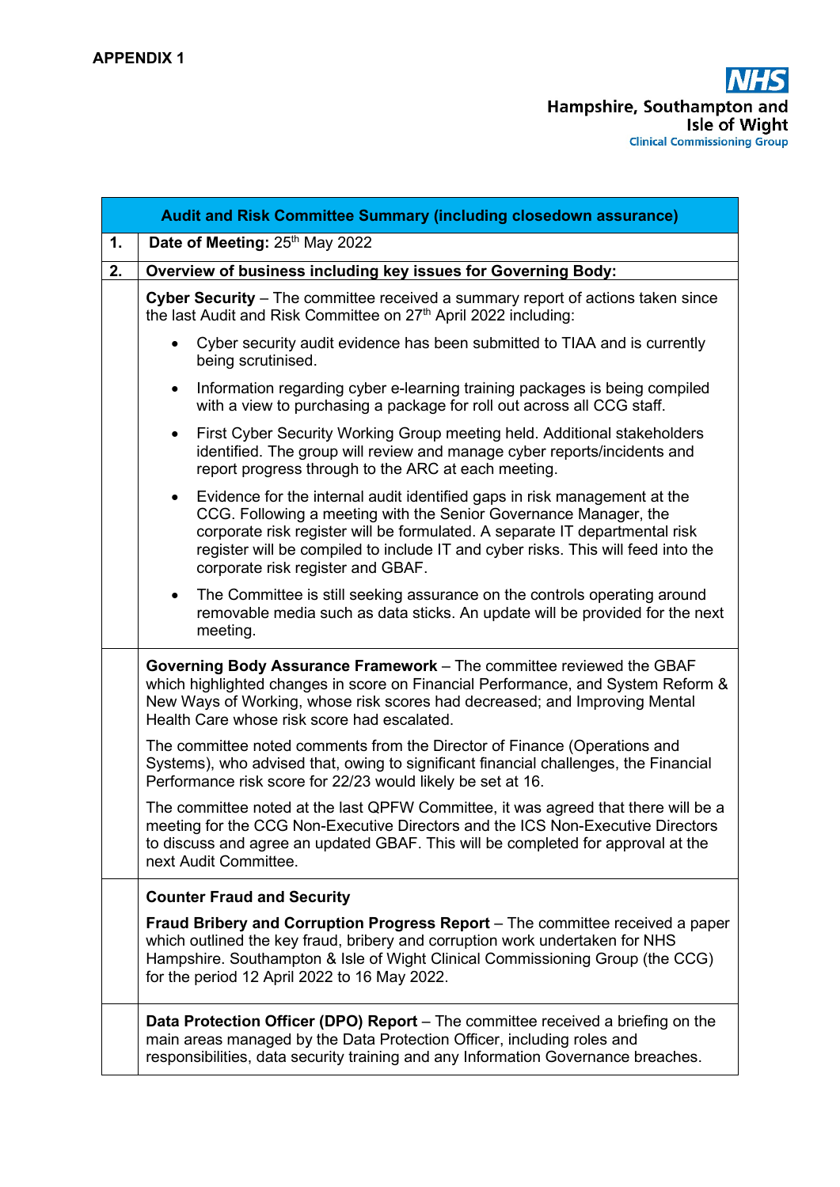**APPENDIX 1**

NHS
Hampshire, Southampton and Isle of Wight
Clinical Commissioning Group

| | **Audit and Risk Committee Summary (including closedown assurance)** |
|---|---|
| **1.** | **Date of Meeting:** 25th May 2022 |
| **2.** | **Overview of business including key issues for Governing Body:** |
| | **Cyber Security** – The committee received a summary report of actions taken since the last Audit and Risk Committee on 27th April 2022 including:<br>• Cyber security audit evidence has been submitted to TIAA and is currently being scrutinised.<br>• Information regarding cyber e-learning training packages is being compiled with a view to purchasing a package for roll out across all CCG staff.<br>• First Cyber Security Working Group meeting held. Additional stakeholders identified. The group will review and manage cyber reports/incidents and report progress through to the ARC at each meeting.<br>• Evidence for the internal audit identified gaps in risk management at the CCG. Following a meeting with the Senior Governance Manager, the corporate risk register will be formulated. A separate IT departmental risk register will be compiled to include IT and cyber risks. This will feed into the corporate risk register and GBAF.<br>• The Committee is still seeking assurance on the controls operating around removable media such as data sticks. An update will be provided for the next meeting. |
| | **Governing Body Assurance Framework** – The committee reviewed the GBAF which highlighted changes in score on Financial Performance, and System Reform & New Ways of Working, whose risk scores had decreased; and Improving Mental Health Care whose risk score had escalated.<br><br>The committee noted comments from the Director of Finance (Operations and Systems), who advised that, owing to significant financial challenges, the Financial Performance risk score for 22/23 would likely be set at 16.<br><br>The committee noted at the last QPFW Committee, it was agreed that there will be a meeting for the CCG Non-Executive Directors and the ICS Non-Executive Directors to discuss and agree an updated GBAF. This will be completed for approval at the next Audit Committee. |
| | **Counter Fraud and Security**<br><br>**Fraud Bribery and Corruption Progress Report** – The committee received a paper which outlined the key fraud, bribery and corruption work undertaken for NHS Hampshire. Southampton & Isle of Wight Clinical Commissioning Group (the CCG) for the period 12 April 2022 to 16 May 2022. |
| | **Data Protection Officer (DPO) Report** – The committee received a briefing on the main areas managed by the Data Protection Officer, including roles and responsibilities, data security training and any Information Governance breaches. |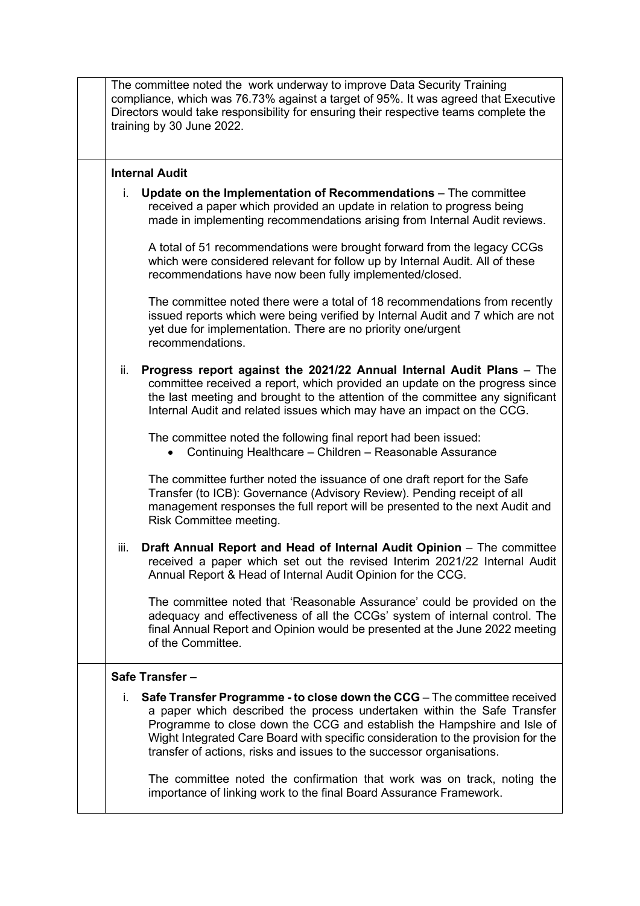The committee noted the work underway to improve Data Security Training compliance, which was 76.73% against a target of 95%. It was agreed that Executive Directors would take responsibility for ensuring their respective teams complete the training by 30 June 2022.

**Internal Audit**

i. **Update on the Implementation of Recommendations** – The committee received a paper which provided an update in relation to progress being made in implementing recommendations arising from Internal Audit reviews.

   A total of 51 recommendations were brought forward from the legacy CCGs which were considered relevant for follow up by Internal Audit. All of these recommendations have now been fully implemented/closed.

   The committee noted there were a total of 18 recommendations from recently issued reports which were being verified by Internal Audit and 7 which are not yet due for implementation. There are no priority one/urgent recommendations.

ii. **Progress report against the 2021/22 Annual Internal Audit Plans** – The committee received a report, which provided an update on the progress since the last meeting and brought to the attention of the committee any significant Internal Audit and related issues which may have an impact on the CCG.

   The committee noted the following final report had been issued:

   - Continuing Healthcare – Children – Reasonable Assurance

   The committee further noted the issuance of one draft report for the Safe Transfer (to ICB): Governance (Advisory Review). Pending receipt of all management responses the full report will be presented to the next Audit and Risk Committee meeting.

iii. **Draft Annual Report and Head of Internal Audit Opinion** – The committee received a paper which set out the revised Interim 2021/22 Internal Audit Annual Report & Head of Internal Audit Opinion for the CCG.

   The committee noted that 'Reasonable Assurance' could be provided on the adequacy and effectiveness of all the CCGs' system of internal control. The final Annual Report and Opinion would be presented at the June 2022 meeting of the Committee.

**Safe Transfer –**

i. **Safe Transfer Programme - to close down the CCG** – The committee received a paper which described the process undertaken within the Safe Transfer Programme to close down the CCG and establish the Hampshire and Isle of Wight Integrated Care Board with specific consideration to the provision for the transfer of actions, risks and issues to the successor organisations.

   The committee noted the confirmation that work was on track, noting the importance of linking work to the final Board Assurance Framework.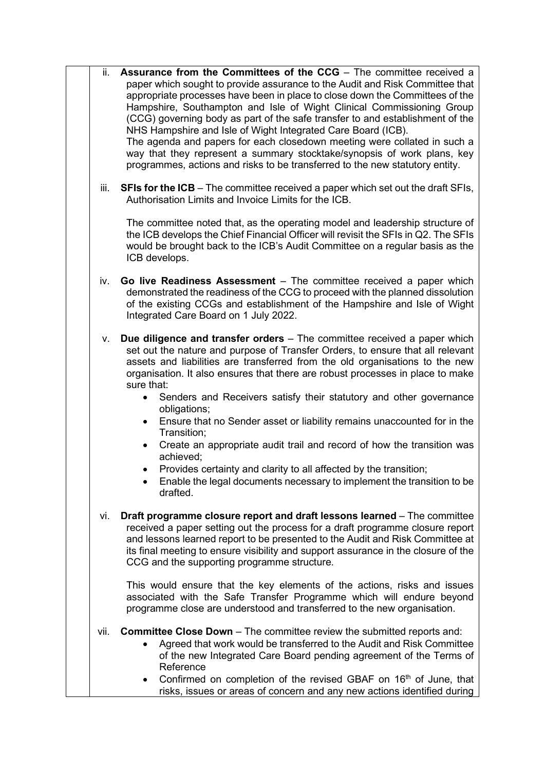ii. **Assurance from the Committees of the CCG** – The committee received a paper which sought to provide assurance to the Audit and Risk Committee that appropriate processes have been in place to close down the Committees of the Hampshire, Southampton and Isle of Wight Clinical Commissioning Group (CCG) governing body as part of the safe transfer to and establishment of the NHS Hampshire and Isle of Wight Integrated Care Board (ICB).
The agenda and papers for each closedown meeting were collated in such a way that they represent a summary stocktake/synopsis of work plans, key programmes, actions and risks to be transferred to the new statutory entity.

iii. **SFIs for the ICB** – The committee received a paper which set out the draft SFIs, Authorisation Limits and Invoice Limits for the ICB.

The committee noted that, as the operating model and leadership structure of the ICB develops the Chief Financial Officer will revisit the SFIs in Q2. The SFIs would be brought back to the ICB's Audit Committee on a regular basis as the ICB develops.

iv. **Go live Readiness Assessment** – The committee received a paper which demonstrated the readiness of the CCG to proceed with the planned dissolution of the existing CCGs and establishment of the Hampshire and Isle of Wight Integrated Care Board on 1 July 2022.

v. **Due diligence and transfer orders** – The committee received a paper which set out the nature and purpose of Transfer Orders, to ensure that all relevant assets and liabilities are transferred from the old organisations to the new organisation. It also ensures that there are robust processes in place to make sure that:

- Senders and Receivers satisfy their statutory and other governance obligations;
- Ensure that no Sender asset or liability remains unaccounted for in the Transition;
- Create an appropriate audit trail and record of how the transition was achieved;
- Provides certainty and clarity to all affected by the transition;
- Enable the legal documents necessary to implement the transition to be drafted.

vi. **Draft programme closure report and draft lessons learned** – The committee received a paper setting out the process for a draft programme closure report and lessons learned report to be presented to the Audit and Risk Committee at its final meeting to ensure visibility and support assurance in the closure of the CCG and the supporting programme structure.

This would ensure that the key elements of the actions, risks and issues associated with the Safe Transfer Programme which will endure beyond programme close are understood and transferred to the new organisation.

vii. **Committee Close Down** – The committee review the submitted reports and:

- Agreed that work would be transferred to the Audit and Risk Committee of the new Integrated Care Board pending agreement of the Terms of Reference
- Confirmed on completion of the revised GBAF on 16th of June, that risks, issues or areas of concern and any new actions identified during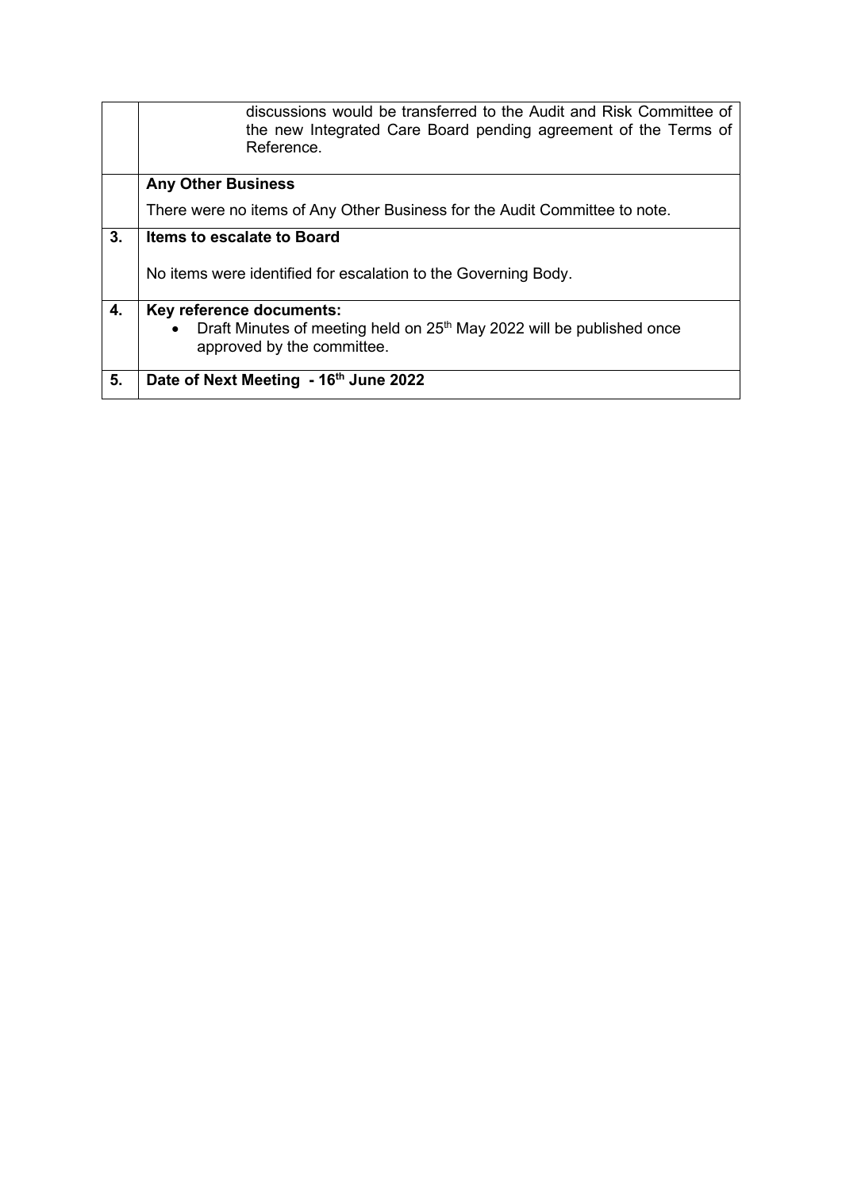| | |
|---|---|
| | discussions would be transferred to the Audit and Risk Committee of the new Integrated Care Board pending agreement of the Terms of Reference. |
| | **Any Other Business**<br><br>There were no items of Any Other Business for the Audit Committee to note. |
| **3.** | **Items to escalate to Board**<br><br>No items were identified for escalation to the Governing Body. |
| **4.** | **Key reference documents:**<br>• Draft Minutes of meeting held on 25th May 2022 will be published once approved by the committee. |
| **5.** | **Date of Next Meeting - 16th June 2022** |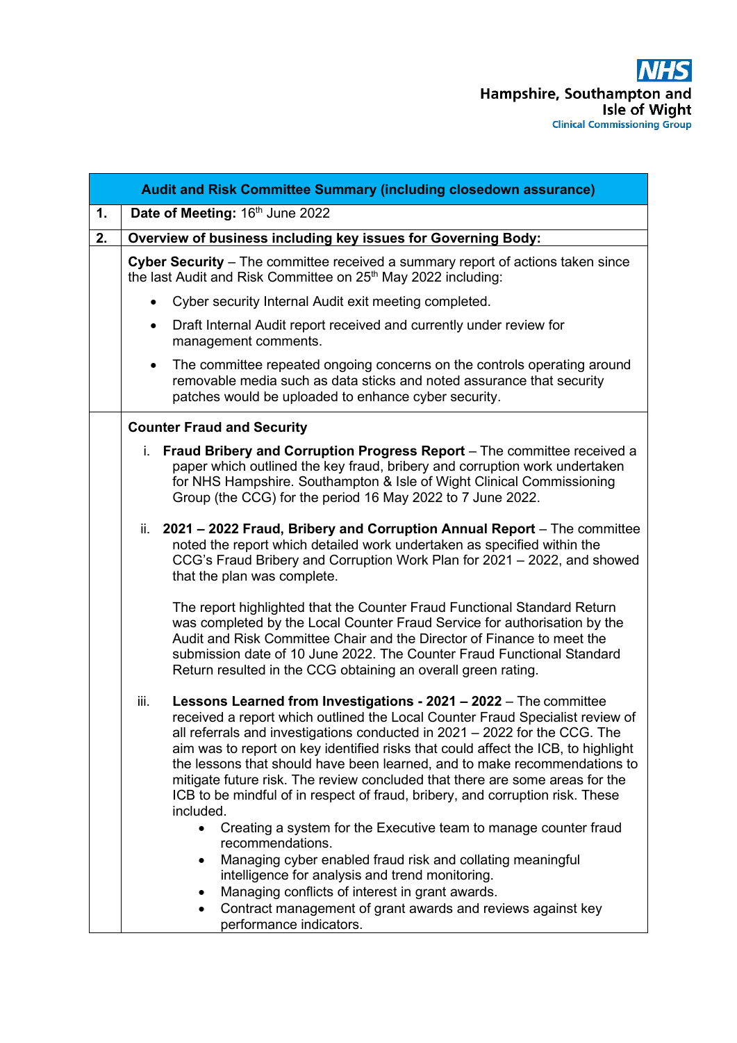NHS
Hampshire, Southampton and Isle of Wight
Clinical Commissioning Group

| Audit and Risk Committee Summary (including closedown assurance) | |
|---|---|
| **1.** | **Date of Meeting:** 16th June 2022 |
| **2.** | **Overview of business including key issues for Governing Body:** |
| | **Cyber Security** – The committee received a summary report of actions taken since the last Audit and Risk Committee on 25th May 2022 including:<br>• Cyber security Internal Audit exit meeting completed.<br>• Draft Internal Audit report received and currently under review for management comments.<br>• The committee repeated ongoing concerns on the controls operating around removable media such as data sticks and noted assurance that security patches would be uploaded to enhance cyber security. |
| | **Counter Fraud and Security**<br>i. **Fraud Bribery and Corruption Progress Report** – The committee received a paper which outlined the key fraud, bribery and corruption work undertaken for NHS Hampshire. Southampton & Isle of Wight Clinical Commissioning Group (the CCG) for the period 16 May 2022 to 7 June 2022.<br>ii. **2021 – 2022 Fraud, Bribery and Corruption Annual Report** – The committee noted the report which detailed work undertaken as specified within the CCG's Fraud Bribery and Corruption Work Plan for 2021 – 2022, and showed that the plan was complete.<br>The report highlighted that the Counter Fraud Functional Standard Return was completed by the Local Counter Fraud Service for authorisation by the Audit and Risk Committee Chair and the Director of Finance to meet the submission date of 10 June 2022. The Counter Fraud Functional Standard Return resulted in the CCG obtaining an overall green rating.<br>iii. **Lessons Learned from Investigations - 2021 – 2022** – The committee received a report which outlined the Local Counter Fraud Specialist review of all referrals and investigations conducted in 2021 – 2022 for the CCG. The aim was to report on key identified risks that could affect the ICB, to highlight the lessons that should have been learned, and to make recommendations to mitigate future risk. The review concluded that there are some areas for the ICB to be mindful of in respect of fraud, bribery, and corruption risk. These included.<br>• Creating a system for the Executive team to manage counter fraud recommendations.<br>• Managing cyber enabled fraud risk and collating meaningful intelligence for analysis and trend monitoring.<br>• Managing conflicts of interest in grant awards.<br>• Contract management of grant awards and reviews against key performance indicators. |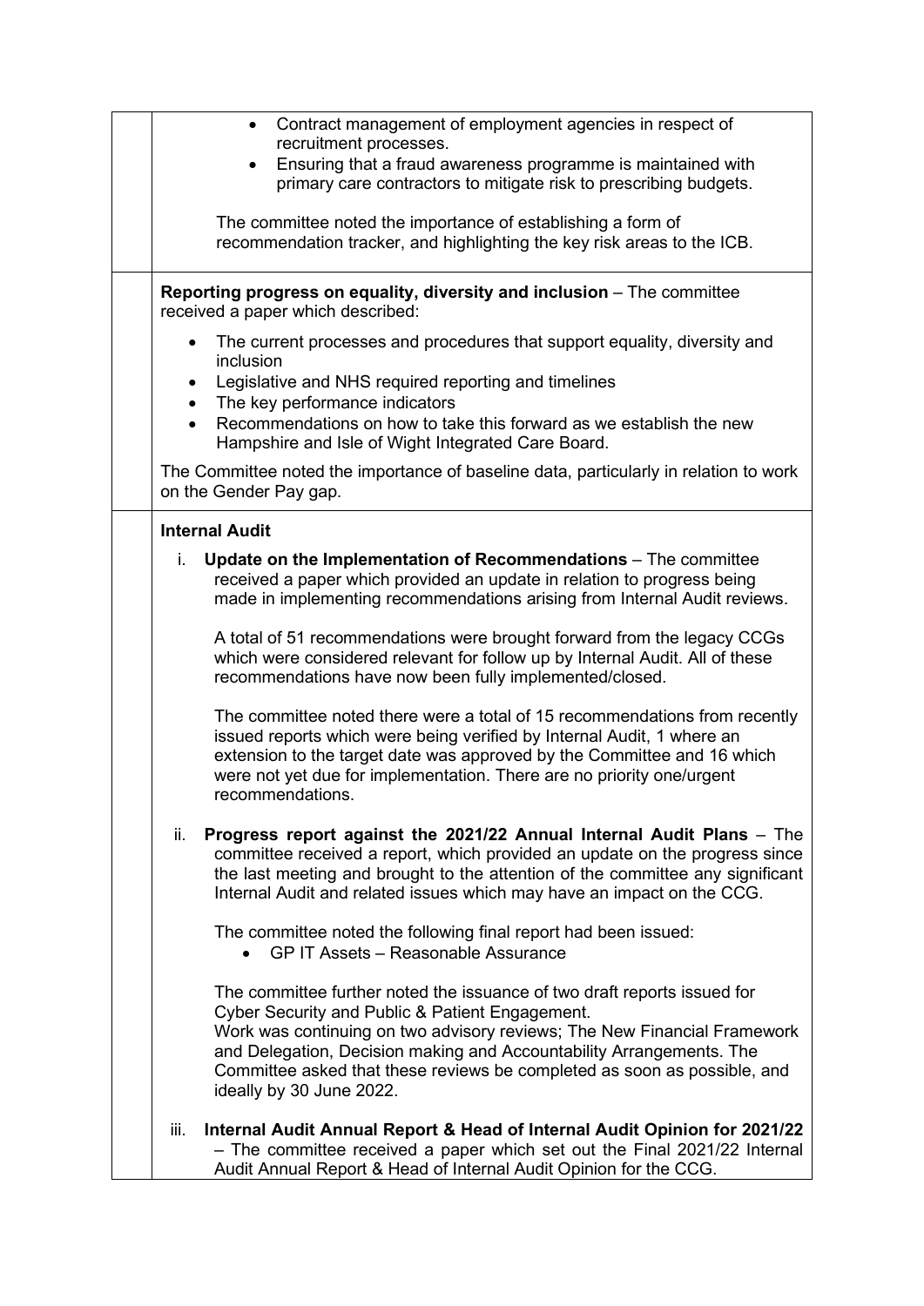- Contract management of employment agencies in respect of recruitment processes.
- Ensuring that a fraud awareness programme is maintained with primary care contractors to mitigate risk to prescribing budgets.

The committee noted the importance of establishing a form of recommendation tracker, and highlighting the key risk areas to the ICB.

**Reporting progress on equality, diversity and inclusion** – The committee received a paper which described:

- The current processes and procedures that support equality, diversity and inclusion
- Legislative and NHS required reporting and timelines
- The key performance indicators
- Recommendations on how to take this forward as we establish the new Hampshire and Isle of Wight Integrated Care Board.

The Committee noted the importance of baseline data, particularly in relation to work on the Gender Pay gap.

**Internal Audit**

i. **Update on the Implementation of Recommendations** – The committee received a paper which provided an update in relation to progress being made in implementing recommendations arising from Internal Audit reviews.

   A total of 51 recommendations were brought forward from the legacy CCGs which were considered relevant for follow up by Internal Audit. All of these recommendations have now been fully implemented/closed.

   The committee noted there were a total of 15 recommendations from recently issued reports which were being verified by Internal Audit, 1 where an extension to the target date was approved by the Committee and 16 which were not yet due for implementation. There are no priority one/urgent recommendations.

ii. **Progress report against the 2021/22 Annual Internal Audit Plans** – The committee received a report, which provided an update on the progress since the last meeting and brought to the attention of the committee any significant Internal Audit and related issues which may have an impact on the CCG.

   The committee noted the following final report had been issued:
   - GP IT Assets – Reasonable Assurance

   The committee further noted the issuance of two draft reports issued for Cyber Security and Public & Patient Engagement.
   Work was continuing on two advisory reviews; The New Financial Framework and Delegation, Decision making and Accountability Arrangements. The Committee asked that these reviews be completed as soon as possible, and ideally by 30 June 2022.

iii. **Internal Audit Annual Report & Head of Internal Audit Opinion for 2021/22** – The committee received a paper which set out the Final 2021/22 Internal Audit Annual Report & Head of Internal Audit Opinion for the CCG.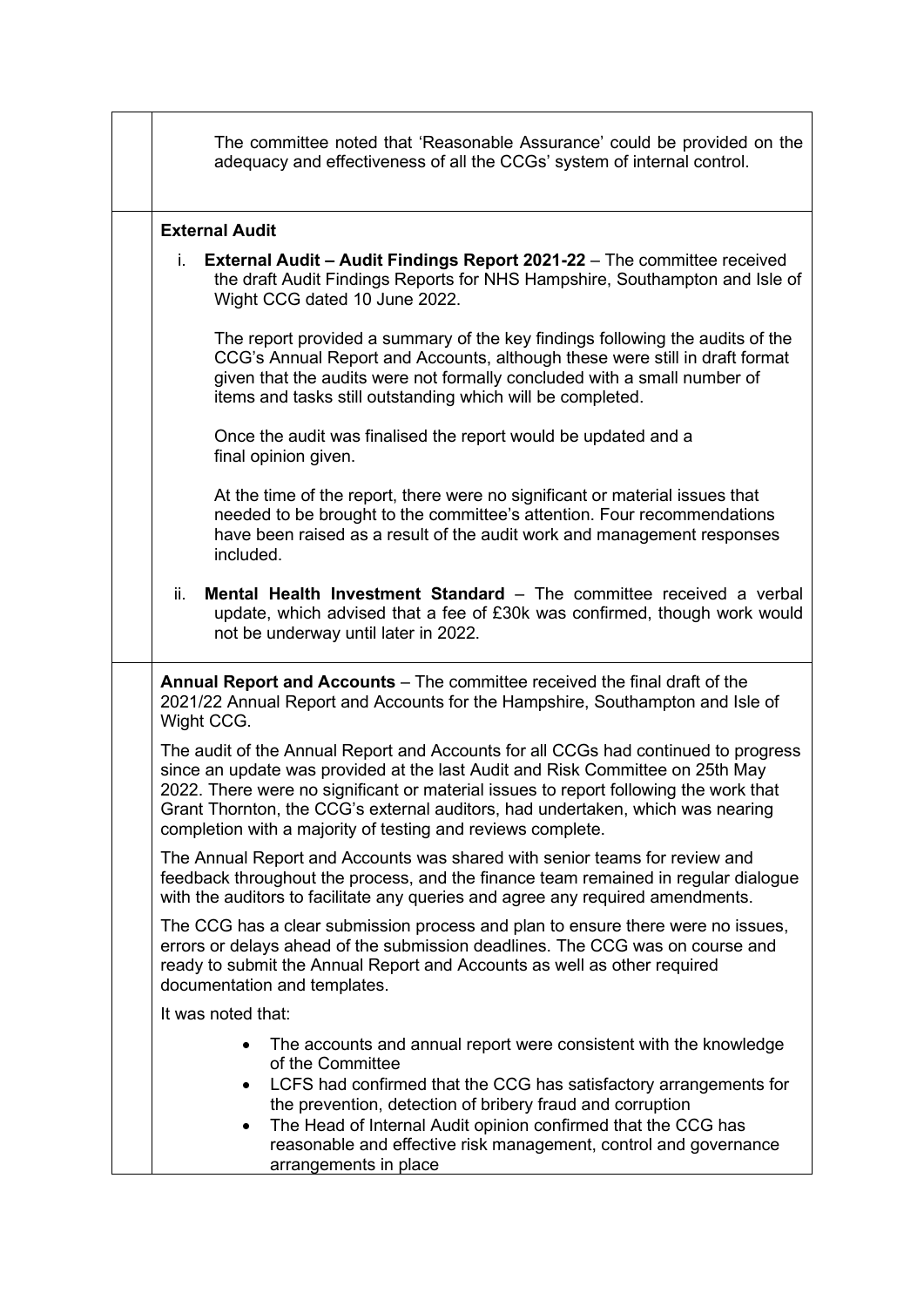The committee noted that 'Reasonable Assurance' could be provided on the adequacy and effectiveness of all the CCGs' system of internal control.

**External Audit**

i. **External Audit – Audit Findings Report 2021-22** – The committee received the draft Audit Findings Reports for NHS Hampshire, Southampton and Isle of Wight CCG dated 10 June 2022.

   The report provided a summary of the key findings following the audits of the CCG's Annual Report and Accounts, although these were still in draft format given that the audits were not formally concluded with a small number of items and tasks still outstanding which will be completed.

   Once the audit was finalised the report would be updated and a final opinion given.

   At the time of the report, there were no significant or material issues that needed to be brought to the committee's attention. Four recommendations have been raised as a result of the audit work and management responses included.

ii. **Mental Health Investment Standard** – The committee received a verbal update, which advised that a fee of £30k was confirmed, though work would not be underway until later in 2022.

**Annual Report and Accounts** – The committee received the final draft of the 2021/22 Annual Report and Accounts for the Hampshire, Southampton and Isle of Wight CCG.

The audit of the Annual Report and Accounts for all CCGs had continued to progress since an update was provided at the last Audit and Risk Committee on 25th May 2022. There were no significant or material issues to report following the work that Grant Thornton, the CCG's external auditors, had undertaken, which was nearing completion with a majority of testing and reviews complete.

The Annual Report and Accounts was shared with senior teams for review and feedback throughout the process, and the finance team remained in regular dialogue with the auditors to facilitate any queries and agree any required amendments.

The CCG has a clear submission process and plan to ensure there were no issues, errors or delays ahead of the submission deadlines. The CCG was on course and ready to submit the Annual Report and Accounts as well as other required documentation and templates.

It was noted that:

- The accounts and annual report were consistent with the knowledge of the Committee
- LCFS had confirmed that the CCG has satisfactory arrangements for the prevention, detection of bribery fraud and corruption
- The Head of Internal Audit opinion confirmed that the CCG has reasonable and effective risk management, control and governance arrangements in place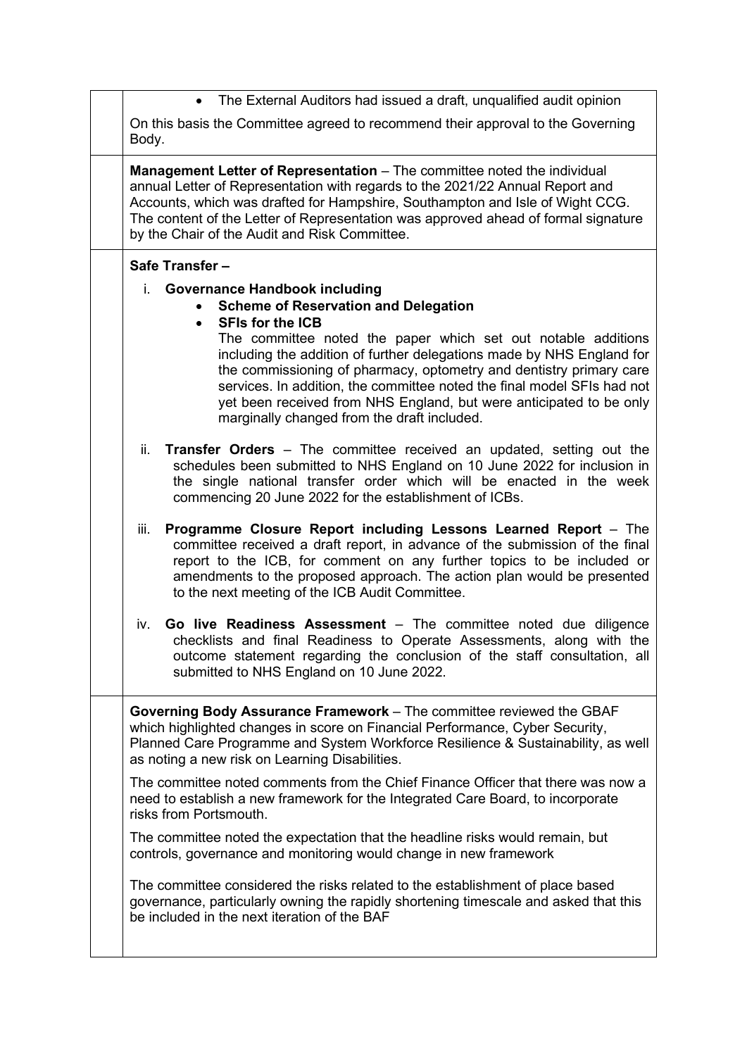| | |
|---|---|
| | • The External Auditors had issued a draft, unqualified audit opinion<br><br>On this basis the Committee agreed to recommend their approval to the Governing Body. |
| | **Management Letter of Representation** – The committee noted the individual annual Letter of Representation with regards to the 2021/22 Annual Report and Accounts, which was drafted for Hampshire, Southampton and Isle of Wight CCG. The content of the Letter of Representation was approved ahead of formal signature by the Chair of the Audit and Risk Committee. |
| | **Safe Transfer –**<br><br>i. **Governance Handbook including**<br>• **Scheme of Reservation and Delegation**<br>• **SFIs for the ICB**<br>The committee noted the paper which set out notable additions including the addition of further delegations made by NHS England for the commissioning of pharmacy, optometry and dentistry primary care services. In addition, the committee noted the final model SFIs had not yet been received from NHS England, but were anticipated to be only marginally changed from the draft included.<br><br>ii. **Transfer Orders** – The committee received an updated, setting out the schedules been submitted to NHS England on 10 June 2022 for inclusion in the single national transfer order which will be enacted in the week commencing 20 June 2022 for the establishment of ICBs.<br><br>iii. **Programme Closure Report including Lessons Learned Report** – The committee received a draft report, in advance of the submission of the final report to the ICB, for comment on any further topics to be included or amendments to the proposed approach. The action plan would be presented to the next meeting of the ICB Audit Committee.<br><br>iv. **Go live Readiness Assessment** – The committee noted due diligence checklists and final Readiness to Operate Assessments, along with the outcome statement regarding the conclusion of the staff consultation, all submitted to NHS England on 10 June 2022. |
| | **Governing Body Assurance Framework** – The committee reviewed the GBAF which highlighted changes in score on Financial Performance, Cyber Security, Planned Care Programme and System Workforce Resilience & Sustainability, as well as noting a new risk on Learning Disabilities.<br><br>The committee noted comments from the Chief Finance Officer that there was now a need to establish a new framework for the Integrated Care Board, to incorporate risks from Portsmouth.<br><br>The committee noted the expectation that the headline risks would remain, but controls, governance and monitoring would change in new framework<br><br>The committee considered the risks related to the establishment of place based governance, particularly owning the rapidly shortening timescale and asked that this be included in the next iteration of the BAF |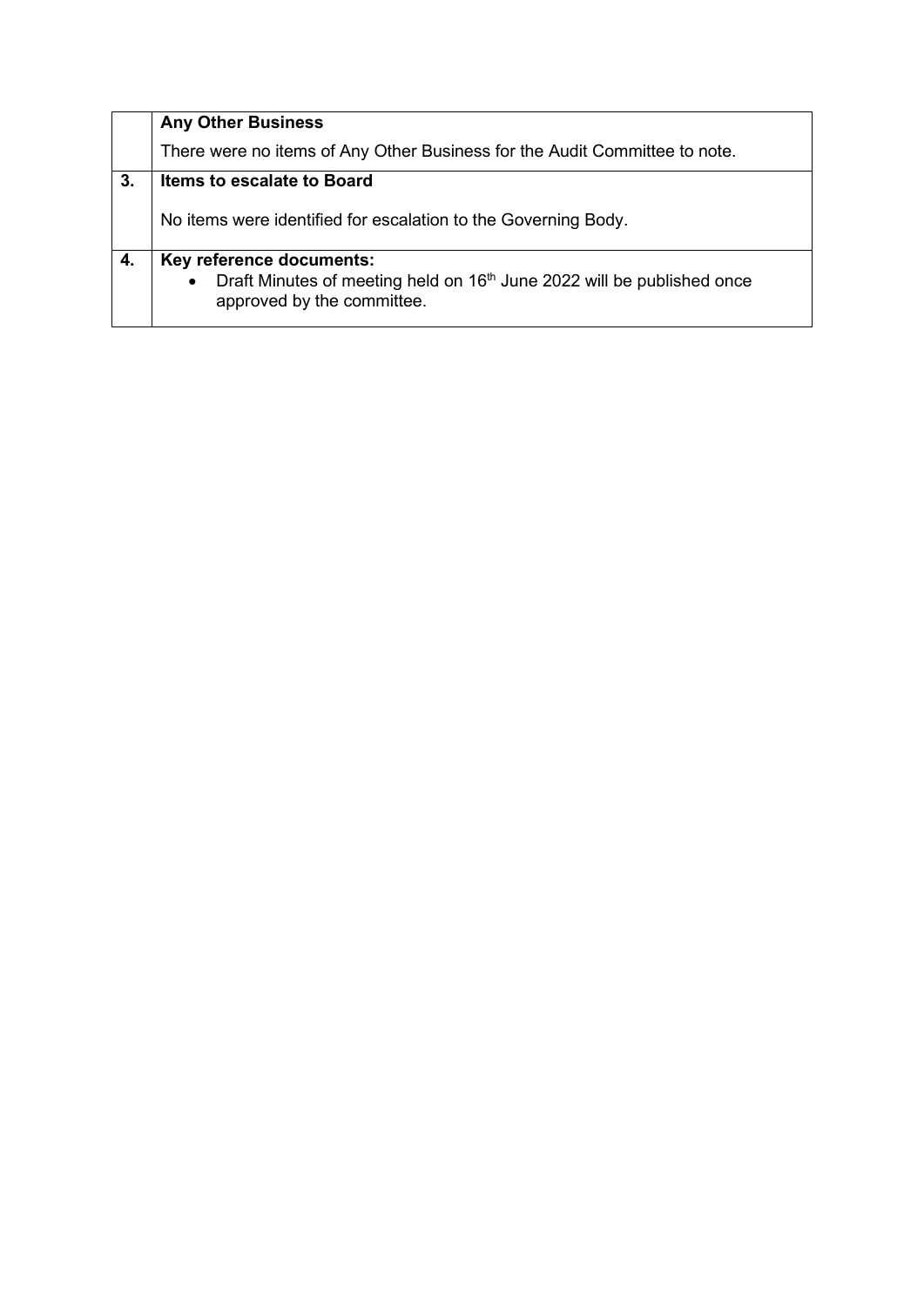|  | **Any Other Business**<br><br>There were no items of Any Other Business for the Audit Committee to note. |
|---|---|
| **3.** | **Items to escalate to Board**<br><br>No items were identified for escalation to the Governing Body. |
| **4.** | **Key reference documents:**<br>• Draft Minutes of meeting held on 16th June 2022 will be published once approved by the committee. |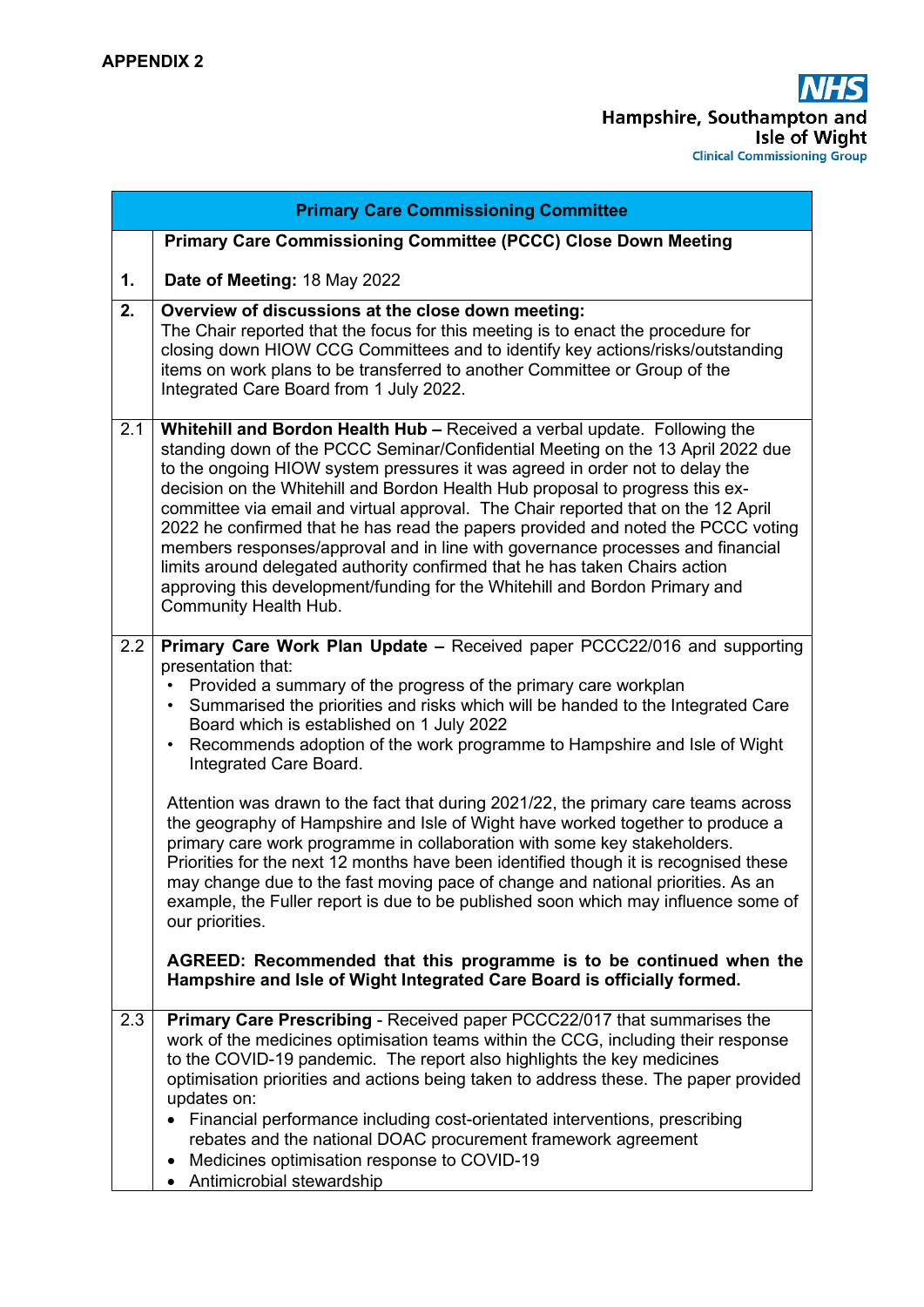**APPENDIX 2**

NHS Hampshire, Southampton and Isle of Wight Clinical Commissioning Group

| | **Primary Care Commissioning Committee** |
|---|---|
| **1.** | **Primary Care Commissioning Committee (PCCC) Close Down Meeting**<br><br>**Date of Meeting:** 18 May 2022 |
| **2.** | **Overview of discussions at the close down meeting:**<br>The Chair reported that the focus for this meeting is to enact the procedure for closing down HIOW CCG Committees and to identify key actions/risks/outstanding items on work plans to be transferred to another Committee or Group of the Integrated Care Board from 1 July 2022. |
| 2.1 | **Whitehill and Bordon Health Hub –** Received a verbal update. Following the standing down of the PCCC Seminar/Confidential Meeting on the 13 April 2022 due to the ongoing HIOW system pressures it was agreed in order not to delay the decision on the Whitehill and Bordon Health Hub proposal to progress this ex-committee via email and virtual approval. The Chair reported that on the 12 April 2022 he confirmed that he has read the papers provided and noted the PCCC voting members responses/approval and in line with governance processes and financial limits around delegated authority confirmed that he has taken Chairs action approving this development/funding for the Whitehill and Bordon Primary and Community Health Hub. |
| 2.2 | **Primary Care Work Plan Update –** Received paper PCCC22/016 and supporting presentation that:<br>• Provided a summary of the progress of the primary care workplan<br>• Summarised the priorities and risks which will be handed to the Integrated Care Board which is established on 1 July 2022<br>• Recommends adoption of the work programme to Hampshire and Isle of Wight Integrated Care Board.<br><br>Attention was drawn to the fact that during 2021/22, the primary care teams across the geography of Hampshire and Isle of Wight have worked together to produce a primary care work programme in collaboration with some key stakeholders. Priorities for the next 12 months have been identified though it is recognised these may change due to the fast moving pace of change and national priorities. As an example, the Fuller report is due to be published soon which may influence some of our priorities.<br><br>**AGREED: Recommended that this programme is to be continued when the Hampshire and Isle of Wight Integrated Care Board is officially formed.** |
| 2.3 | **Primary Care Prescribing** - Received paper PCCC22/017 that summarises the work of the medicines optimisation teams within the CCG, including their response to the COVID-19 pandemic. The report also highlights the key medicines optimisation priorities and actions being taken to address these. The paper provided updates on:<br>• Financial performance including cost-orientated interventions, prescribing rebates and the national DOAC procurement framework agreement<br>• Medicines optimisation response to COVID-19<br>• Antimicrobial stewardship |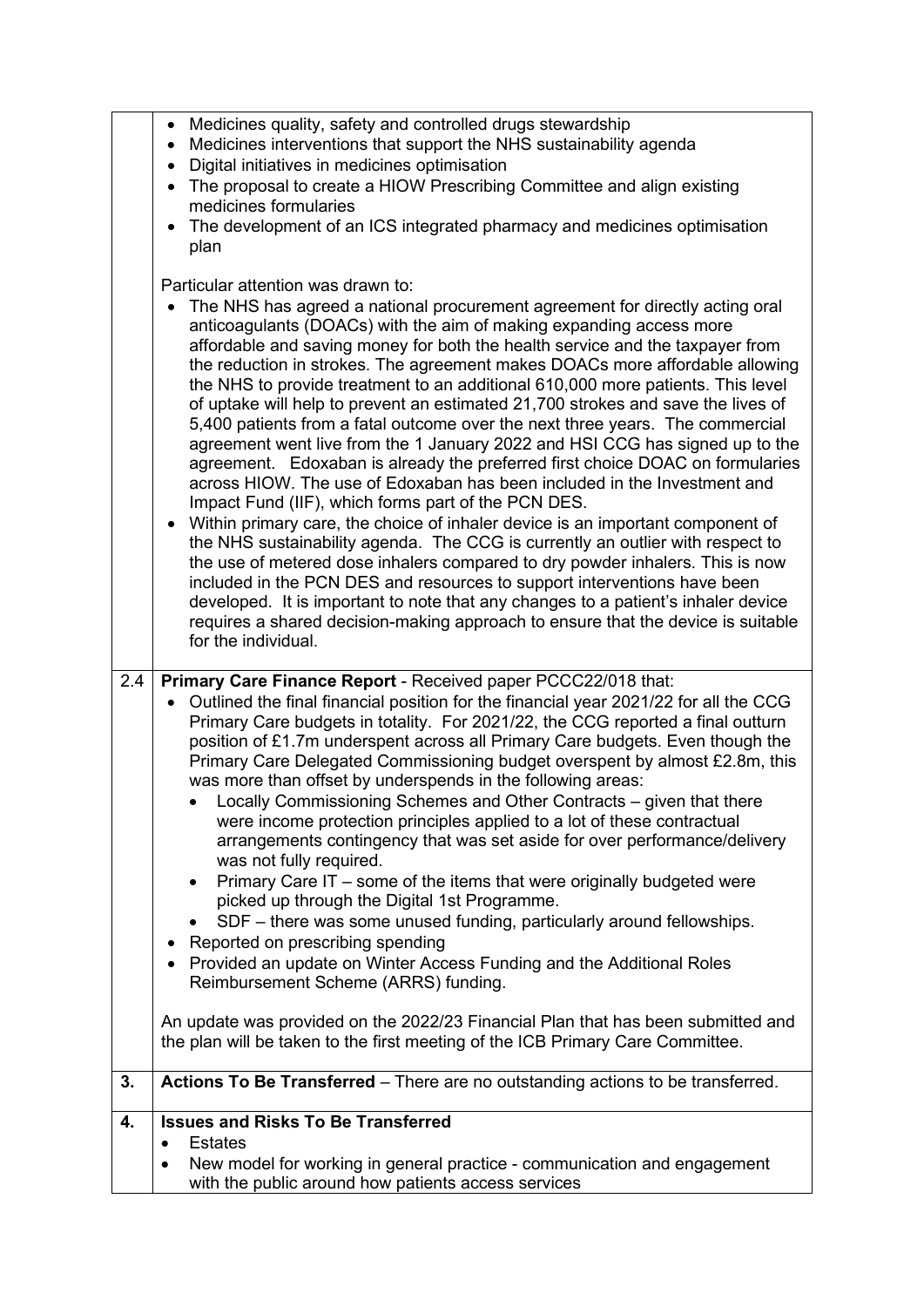| | |
|---|---|
| | • Medicines quality, safety and controlled drugs stewardship<br>• Medicines interventions that support the NHS sustainability agenda<br>• Digital initiatives in medicines optimisation<br>• The proposal to create a HIOW Prescribing Committee and align existing medicines formularies<br>• The development of an ICS integrated pharmacy and medicines optimisation plan<br><br>Particular attention was drawn to:<br>• The NHS has agreed a national procurement agreement for directly acting oral anticoagulants (DOACs) with the aim of making expanding access more affordable and saving money for both the health service and the taxpayer from the reduction in strokes. The agreement makes DOACs more affordable allowing the NHS to provide treatment to an additional 610,000 more patients. This level of uptake will help to prevent an estimated 21,700 strokes and save the lives of 5,400 patients from a fatal outcome over the next three years. The commercial agreement went live from the 1 January 2022 and HSI CCG has signed up to the agreement. Edoxaban is already the preferred first choice DOAC on formularies across HIOW. The use of Edoxaban has been included in the Investment and Impact Fund (IIF), which forms part of the PCN DES.<br>• Within primary care, the choice of inhaler device is an important component of the NHS sustainability agenda. The CCG is currently an outlier with respect to the use of metered dose inhalers compared to dry powder inhalers. This is now included in the PCN DES and resources to support interventions have been developed. It is important to note that any changes to a patient's inhaler device requires a shared decision-making approach to ensure that the device is suitable for the individual. |
| 2.4 | **Primary Care Finance Report** - Received paper PCCC22/018 that:<br>• Outlined the final financial position for the financial year 2021/22 for all the CCG Primary Care budgets in totality. For 2021/22, the CCG reported a final outturn position of £1.7m underspent across all Primary Care budgets. Even though the Primary Care Delegated Commissioning budget overspent by almost £2.8m, this was more than offset by underspends in the following areas:<br>&nbsp;&nbsp;◦ Locally Commissioning Schemes and Other Contracts – given that there were income protection principles applied to a lot of these contractual arrangements contingency that was set aside for over performance/delivery was not fully required.<br>&nbsp;&nbsp;◦ Primary Care IT – some of the items that were originally budgeted were picked up through the Digital 1st Programme.<br>&nbsp;&nbsp;◦ SDF – there was some unused funding, particularly around fellowships.<br>• Reported on prescribing spending<br>• Provided an update on Winter Access Funding and the Additional Roles Reimbursement Scheme (ARRS) funding.<br><br>An update was provided on the 2022/23 Financial Plan that has been submitted and the plan will be taken to the first meeting of the ICB Primary Care Committee. |
| **3.** | **Actions To Be Transferred** – There are no outstanding actions to be transferred. |
| **4.** | **Issues and Risks To Be Transferred**<br>• Estates<br>• New model for working in general practice - communication and engagement with the public around how patients access services |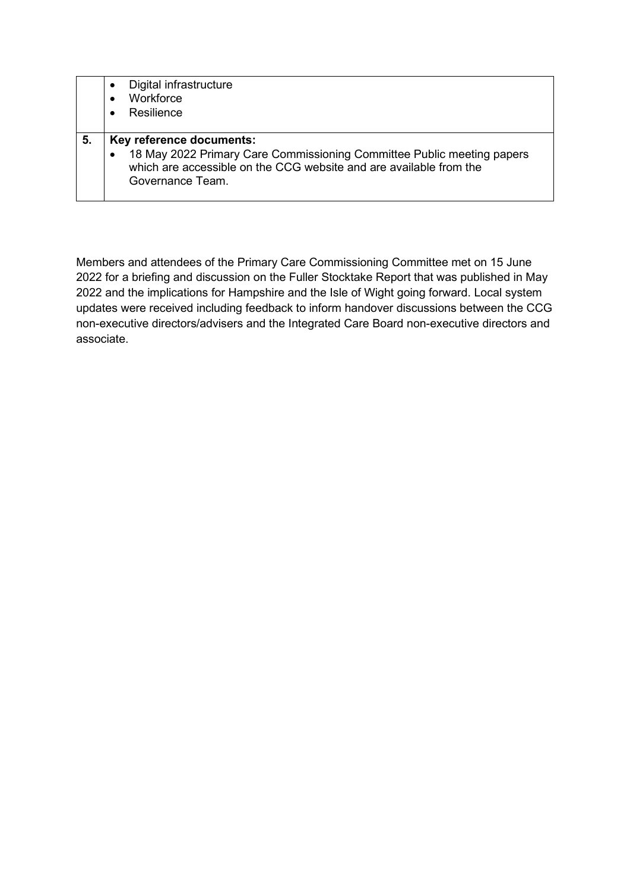| | |
|---|---|
| | • Digital infrastructure<br>• Workforce<br>• Resilience |
| **5.** | **Key reference documents:**<br>• 18 May 2022 Primary Care Commissioning Committee Public meeting papers which are accessible on the CCG website and are available from the Governance Team. |

Members and attendees of the Primary Care Commissioning Committee met on 15 June 2022 for a briefing and discussion on the Fuller Stocktake Report that was published in May 2022 and the implications for Hampshire and the Isle of Wight going forward. Local system updates were received including feedback to inform handover discussions between the CCG non-executive directors/advisers and the Integrated Care Board non-executive directors and associate.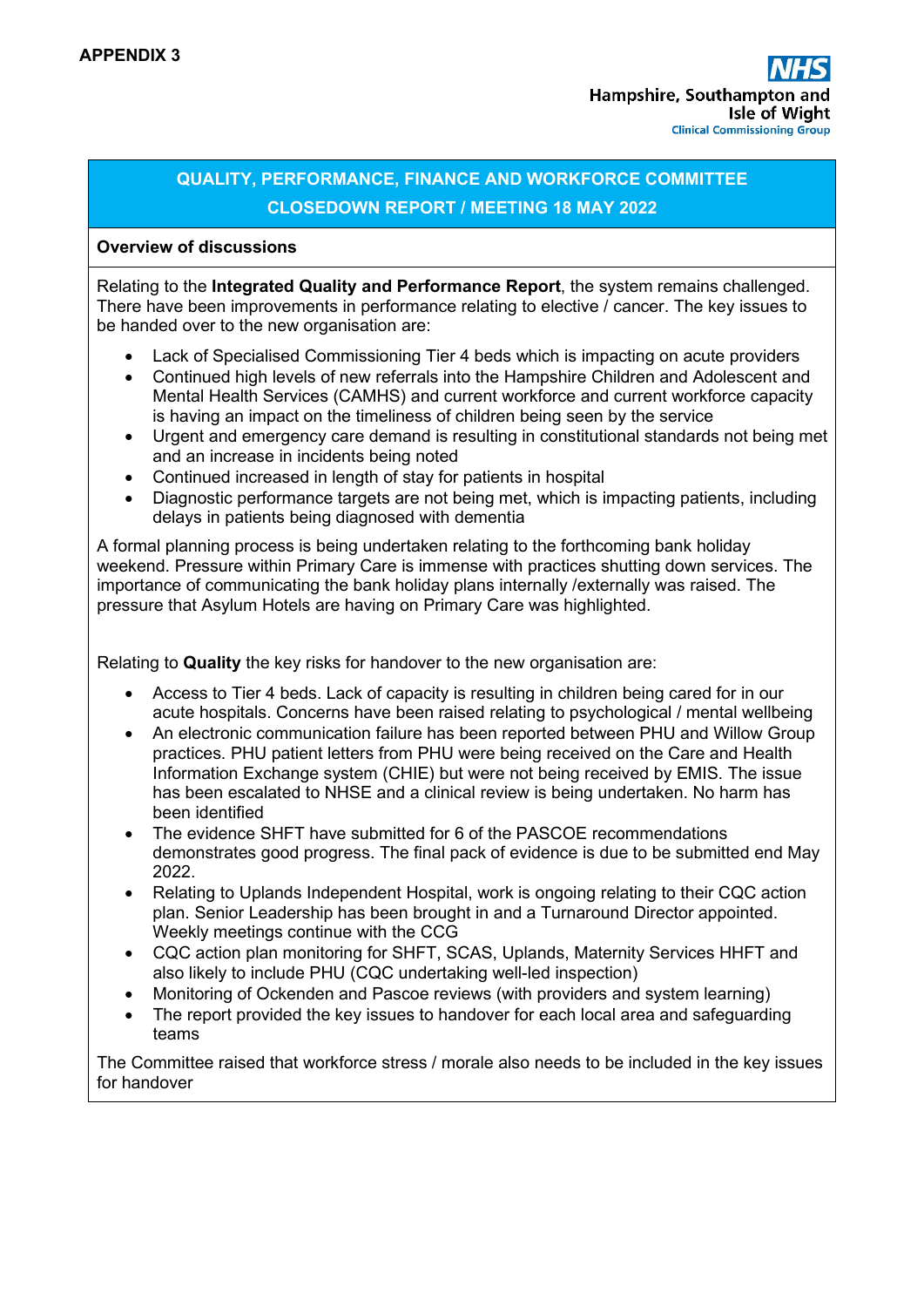**APPENDIX 3**

NHS
Hampshire, Southampton and Isle of Wight
Clinical Commissioning Group

## QUALITY, PERFORMANCE, FINANCE AND WORKFORCE COMMITTEE CLOSEDOWN REPORT / MEETING 18 MAY 2022

**Overview of discussions**

Relating to the **Integrated Quality and Performance Report**, the system remains challenged. There have been improvements in performance relating to elective / cancer. The key issues to be handed over to the new organisation are:

- Lack of Specialised Commissioning Tier 4 beds which is impacting on acute providers
- Continued high levels of new referrals into the Hampshire Children and Adolescent and Mental Health Services (CAMHS) and current workforce and current workforce capacity is having an impact on the timeliness of children being seen by the service
- Urgent and emergency care demand is resulting in constitutional standards not being met and an increase in incidents being noted
- Continued increased in length of stay for patients in hospital
- Diagnostic performance targets are not being met, which is impacting patients, including delays in patients being diagnosed with dementia

A formal planning process is being undertaken relating to the forthcoming bank holiday weekend. Pressure within Primary Care is immense with practices shutting down services. The importance of communicating the bank holiday plans internally /externally was raised. The pressure that Asylum Hotels are having on Primary Care was highlighted.

Relating to **Quality** the key risks for handover to the new organisation are:

- Access to Tier 4 beds. Lack of capacity is resulting in children being cared for in our acute hospitals. Concerns have been raised relating to psychological / mental wellbeing
- An electronic communication failure has been reported between PHU and Willow Group practices. PHU patient letters from PHU were being received on the Care and Health Information Exchange system (CHIE) but were not being received by EMIS. The issue has been escalated to NHSE and a clinical review is being undertaken. No harm has been identified
- The evidence SHFT have submitted for 6 of the PASCOE recommendations demonstrates good progress. The final pack of evidence is due to be submitted end May 2022.
- Relating to Uplands Independent Hospital, work is ongoing relating to their CQC action plan. Senior Leadership has been brought in and a Turnaround Director appointed. Weekly meetings continue with the CCG
- CQC action plan monitoring for SHFT, SCAS, Uplands, Maternity Services HHFT and also likely to include PHU (CQC undertaking well-led inspection)
- Monitoring of Ockenden and Pascoe reviews (with providers and system learning)
- The report provided the key issues to handover for each local area and safeguarding teams

The Committee raised that workforce stress / morale also needs to be included in the key issues for handover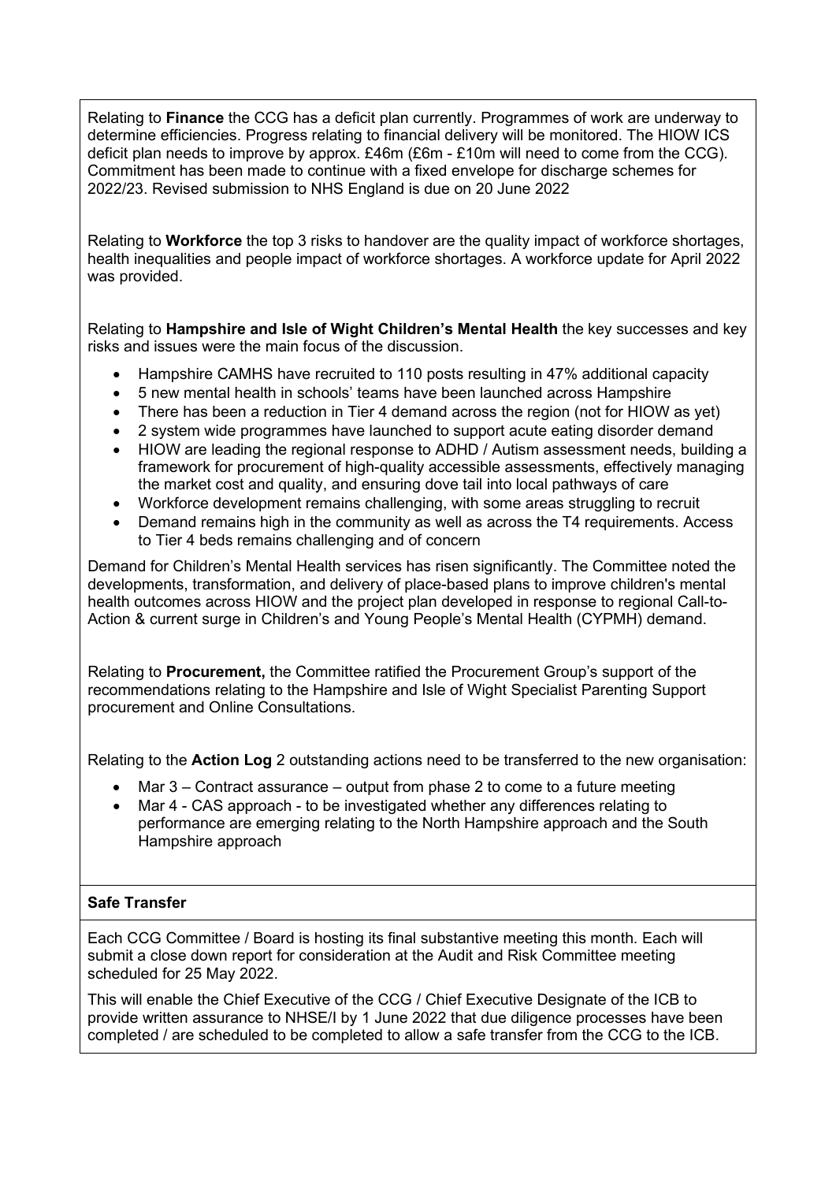Relating to **Finance** the CCG has a deficit plan currently. Programmes of work are underway to determine efficiencies. Progress relating to financial delivery will be monitored. The HIOW ICS deficit plan needs to improve by approx. £46m (£6m - £10m will need to come from the CCG). Commitment has been made to continue with a fixed envelope for discharge schemes for 2022/23. Revised submission to NHS England is due on 20 June 2022

Relating to **Workforce** the top 3 risks to handover are the quality impact of workforce shortages, health inequalities and people impact of workforce shortages. A workforce update for April 2022 was provided.

Relating to **Hampshire and Isle of Wight Children's Mental Health** the key successes and key risks and issues were the main focus of the discussion.

- Hampshire CAMHS have recruited to 110 posts resulting in 47% additional capacity
- 5 new mental health in schools' teams have been launched across Hampshire
- There has been a reduction in Tier 4 demand across the region (not for HIOW as yet)
- 2 system wide programmes have launched to support acute eating disorder demand
- HIOW are leading the regional response to ADHD / Autism assessment needs, building a framework for procurement of high-quality accessible assessments, effectively managing the market cost and quality, and ensuring dove tail into local pathways of care
- Workforce development remains challenging, with some areas struggling to recruit
- Demand remains high in the community as well as across the T4 requirements. Access to Tier 4 beds remains challenging and of concern

Demand for Children's Mental Health services has risen significantly. The Committee noted the developments, transformation, and delivery of place-based plans to improve children's mental health outcomes across HIOW and the project plan developed in response to regional Call-to-Action & current surge in Children's and Young People's Mental Health (CYPMH) demand.

Relating to **Procurement,** the Committee ratified the Procurement Group's support of the recommendations relating to the Hampshire and Isle of Wight Specialist Parenting Support procurement and Online Consultations.

Relating to the **Action Log** 2 outstanding actions need to be transferred to the new organisation:

- Mar 3 – Contract assurance – output from phase 2 to come to a future meeting
- Mar 4 - CAS approach - to be investigated whether any differences relating to performance are emerging relating to the North Hampshire approach and the South Hampshire approach

**Safe Transfer**

Each CCG Committee / Board is hosting its final substantive meeting this month. Each will submit a close down report for consideration at the Audit and Risk Committee meeting scheduled for 25 May 2022.

This will enable the Chief Executive of the CCG / Chief Executive Designate of the ICB to provide written assurance to NHSE/I by 1 June 2022 that due diligence processes have been completed / are scheduled to be completed to allow a safe transfer from the CCG to the ICB.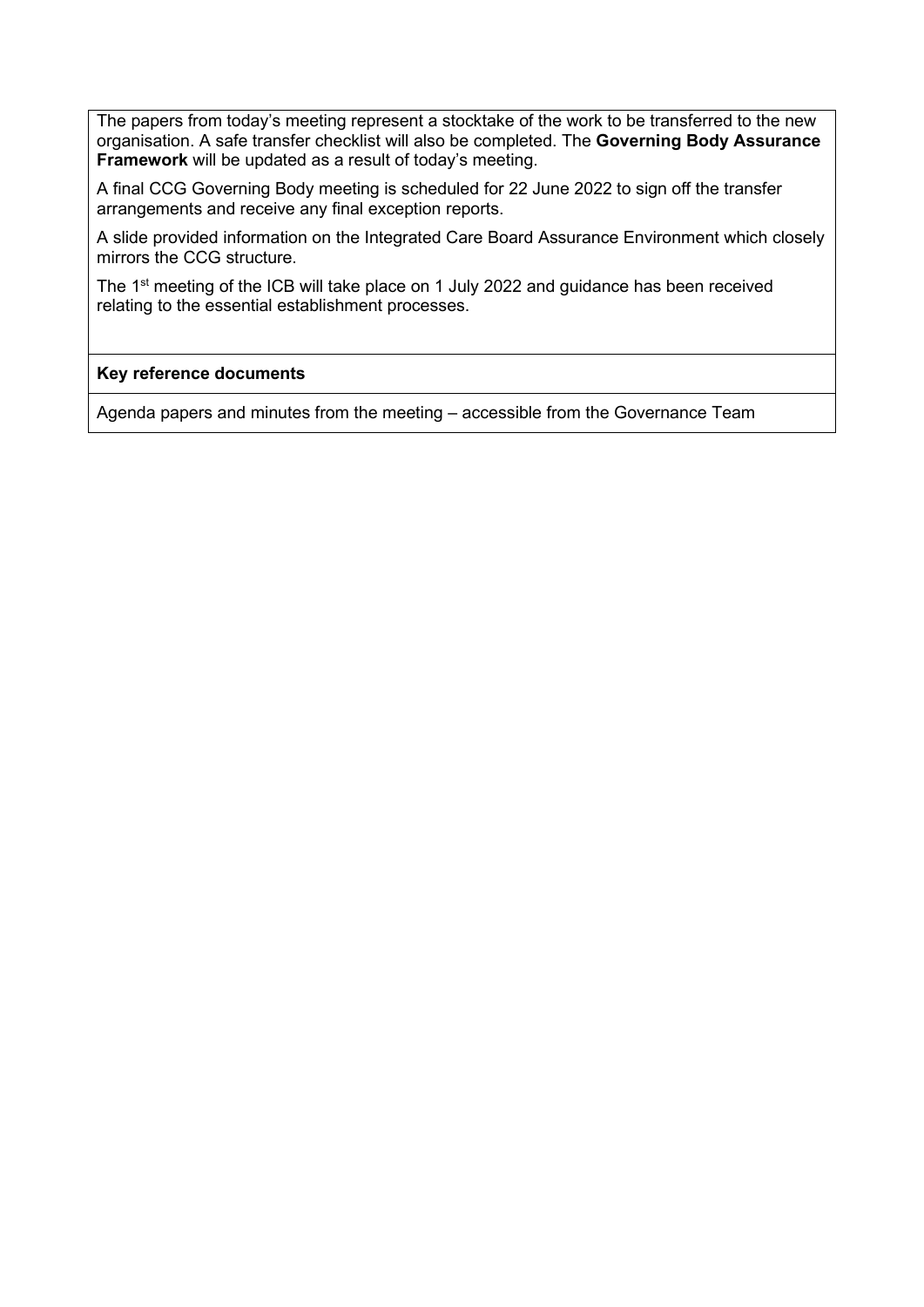The papers from today's meeting represent a stocktake of the work to be transferred to the new organisation. A safe transfer checklist will also be completed. The **Governing Body Assurance Framework** will be updated as a result of today's meeting.

A final CCG Governing Body meeting is scheduled for 22 June 2022 to sign off the transfer arrangements and receive any final exception reports.

A slide provided information on the Integrated Care Board Assurance Environment which closely mirrors the CCG structure.

The 1st meeting of the ICB will take place on 1 July 2022 and guidance has been received relating to the essential establishment processes.

**Key reference documents**

Agenda papers and minutes from the meeting – accessible from the Governance Team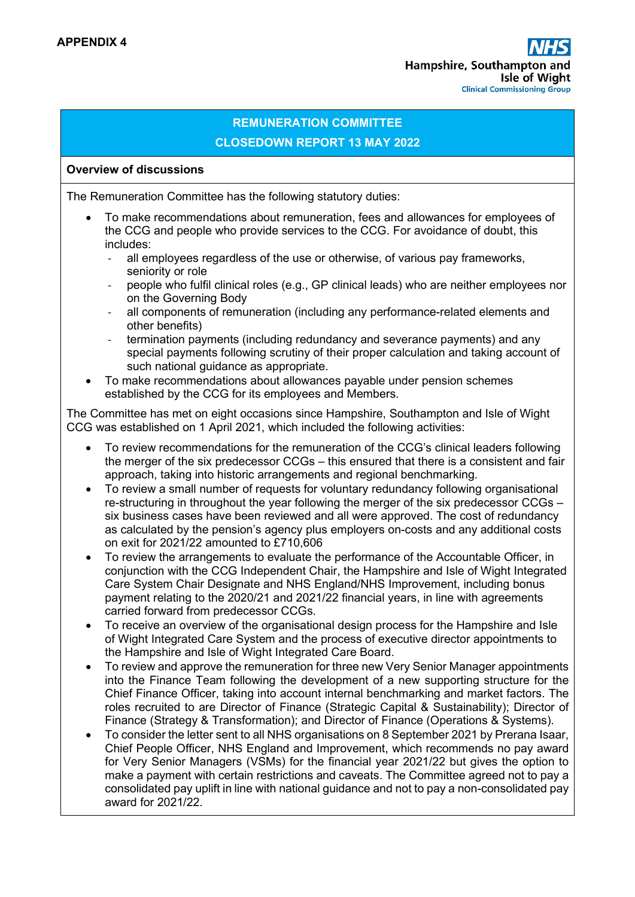**APPENDIX 4**

Hampshire, Southampton and Isle of Wight
Clinical Commissioning Group

## REMUNERATION COMMITTEE
## CLOSEDOWN REPORT 13 MAY 2022

**Overview of discussions**

The Remuneration Committee has the following statutory duties:

- To make recommendations about remuneration, fees and allowances for employees of the CCG and people who provide services to the CCG. For avoidance of doubt, this includes:
  - all employees regardless of the use or otherwise, of various pay frameworks, seniority or role
  - people who fulfil clinical roles (e.g., GP clinical leads) who are neither employees nor on the Governing Body
  - all components of remuneration (including any performance-related elements and other benefits)
  - termination payments (including redundancy and severance payments) and any special payments following scrutiny of their proper calculation and taking account of such national guidance as appropriate.
- To make recommendations about allowances payable under pension schemes established by the CCG for its employees and Members.

The Committee has met on eight occasions since Hampshire, Southampton and Isle of Wight CCG was established on 1 April 2021, which included the following activities:

- To review recommendations for the remuneration of the CCG's clinical leaders following the merger of the six predecessor CCGs – this ensured that there is a consistent and fair approach, taking into historic arrangements and regional benchmarking.
- To review a small number of requests for voluntary redundancy following organisational re-structuring in throughout the year following the merger of the six predecessor CCGs – six business cases have been reviewed and all were approved. The cost of redundancy as calculated by the pension's agency plus employers on-costs and any additional costs on exit for 2021/22 amounted to £710,606
- To review the arrangements to evaluate the performance of the Accountable Officer, in conjunction with the CCG Independent Chair, the Hampshire and Isle of Wight Integrated Care System Chair Designate and NHS England/NHS Improvement, including bonus payment relating to the 2020/21 and 2021/22 financial years, in line with agreements carried forward from predecessor CCGs.
- To receive an overview of the organisational design process for the Hampshire and Isle of Wight Integrated Care System and the process of executive director appointments to the Hampshire and Isle of Wight Integrated Care Board.
- To review and approve the remuneration for three new Very Senior Manager appointments into the Finance Team following the development of a new supporting structure for the Chief Finance Officer, taking into account internal benchmarking and market factors. The roles recruited to are Director of Finance (Strategic Capital & Sustainability); Director of Finance (Strategy & Transformation); and Director of Finance (Operations & Systems).
- To consider the letter sent to all NHS organisations on 8 September 2021 by Prerana Isaar, Chief People Officer, NHS England and Improvement, which recommends no pay award for Very Senior Managers (VSMs) for the financial year 2021/22 but gives the option to make a payment with certain restrictions and caveats. The Committee agreed not to pay a consolidated pay uplift in line with national guidance and not to pay a non-consolidated pay award for 2021/22.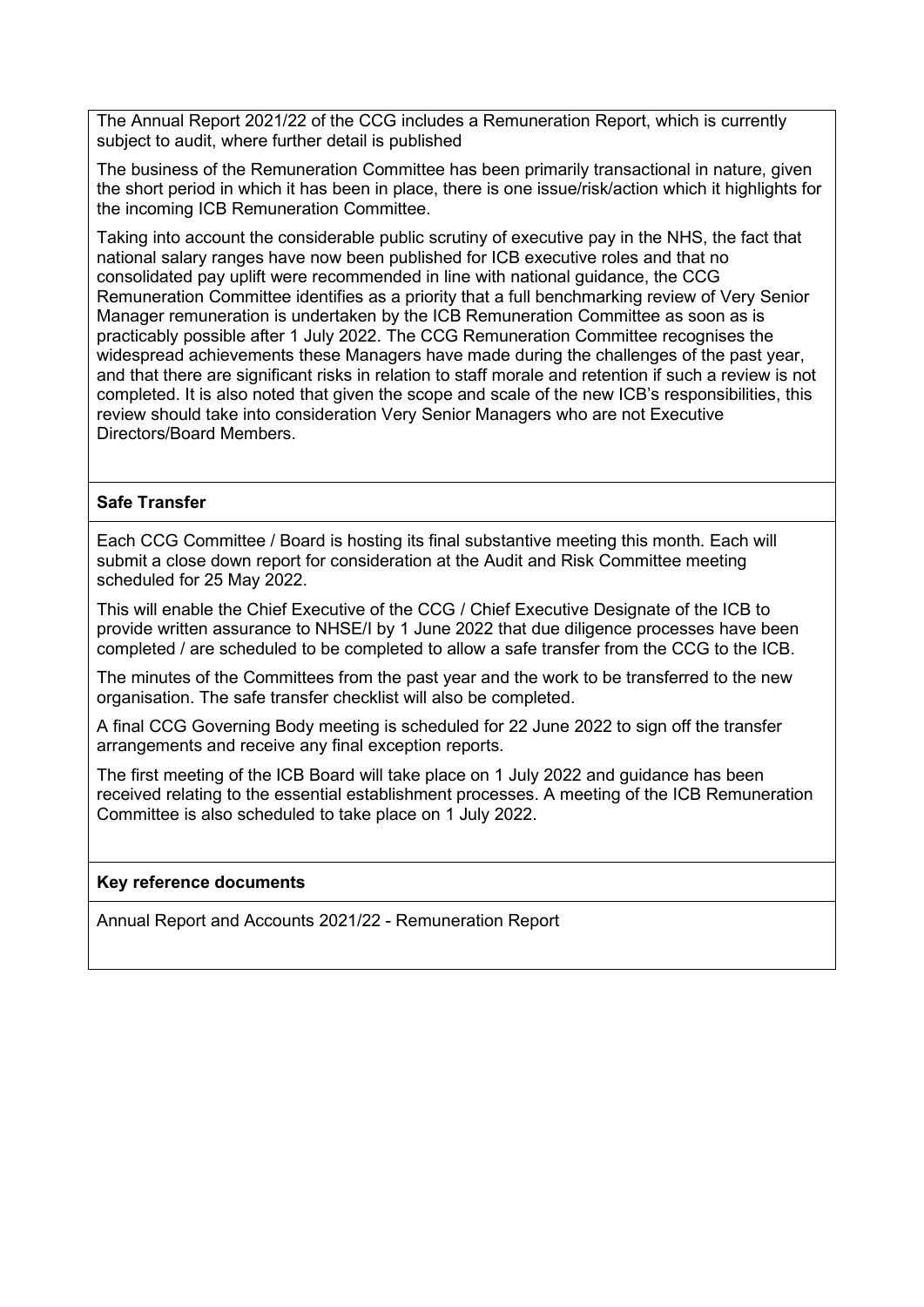The Annual Report 2021/22 of the CCG includes a Remuneration Report, which is currently subject to audit, where further detail is published

The business of the Remuneration Committee has been primarily transactional in nature, given the short period in which it has been in place, there is one issue/risk/action which it highlights for the incoming ICB Remuneration Committee.

Taking into account the considerable public scrutiny of executive pay in the NHS, the fact that national salary ranges have now been published for ICB executive roles and that no consolidated pay uplift were recommended in line with national guidance, the CCG Remuneration Committee identifies as a priority that a full benchmarking review of Very Senior Manager remuneration is undertaken by the ICB Remuneration Committee as soon as is practicably possible after 1 July 2022. The CCG Remuneration Committee recognises the widespread achievements these Managers have made during the challenges of the past year, and that there are significant risks in relation to staff morale and retention if such a review is not completed. It is also noted that given the scope and scale of the new ICB's responsibilities, this review should take into consideration Very Senior Managers who are not Executive Directors/Board Members.

**Safe Transfer**

Each CCG Committee / Board is hosting its final substantive meeting this month. Each will submit a close down report for consideration at the Audit and Risk Committee meeting scheduled for 25 May 2022.

This will enable the Chief Executive of the CCG / Chief Executive Designate of the ICB to provide written assurance to NHSE/I by 1 June 2022 that due diligence processes have been completed / are scheduled to be completed to allow a safe transfer from the CCG to the ICB.

The minutes of the Committees from the past year and the work to be transferred to the new organisation. The safe transfer checklist will also be completed.

A final CCG Governing Body meeting is scheduled for 22 June 2022 to sign off the transfer arrangements and receive any final exception reports.

The first meeting of the ICB Board will take place on 1 July 2022 and guidance has been received relating to the essential establishment processes. A meeting of the ICB Remuneration Committee is also scheduled to take place on 1 July 2022.

**Key reference documents**

Annual Report and Accounts 2021/22 - Remuneration Report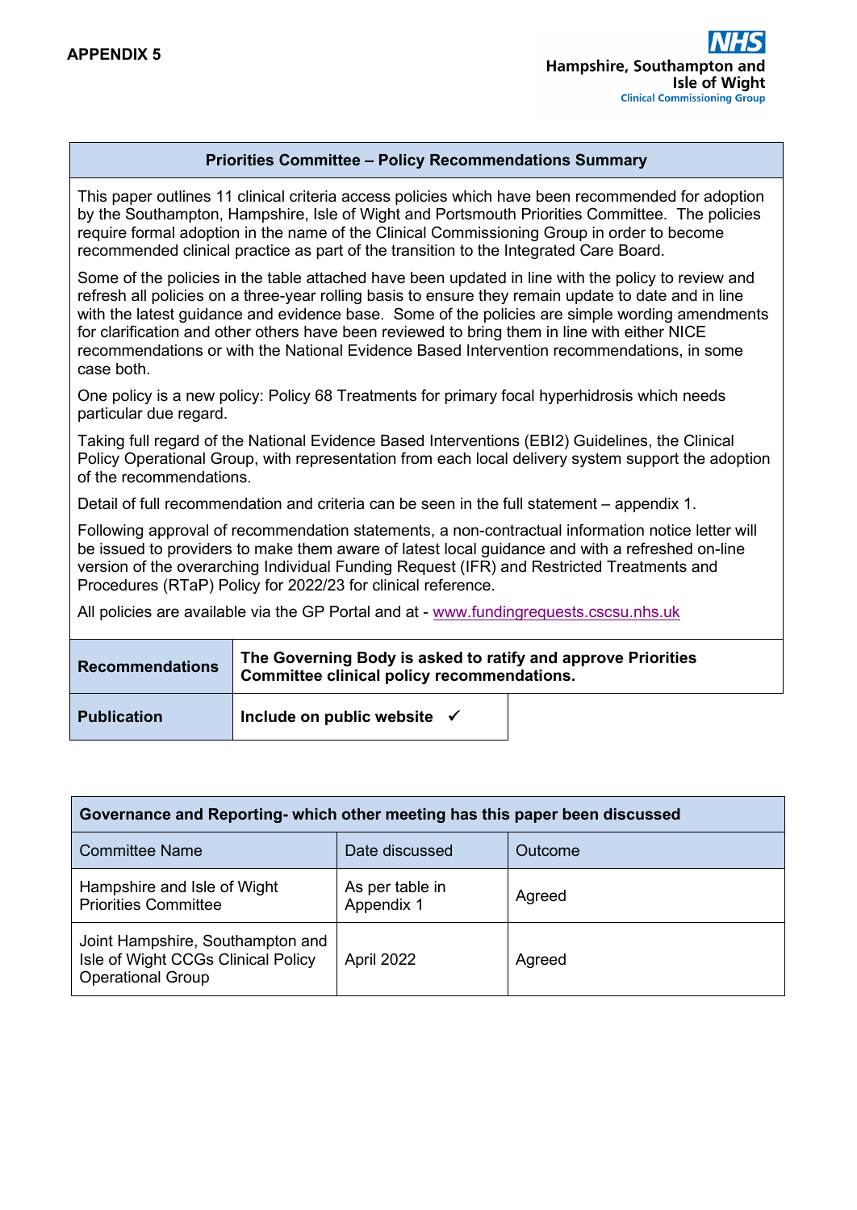**APPENDIX 5**

NHS
Hampshire, Southampton and Isle of Wight
Clinical Commissioning Group

| Priorities Committee – Policy Recommendations Summary |
|---|
| This paper outlines 11 clinical criteria access policies which have been recommended for adoption by the Southampton, Hampshire, Isle of Wight and Portsmouth Priorities Committee. The policies require formal adoption in the name of the Clinical Commissioning Group in order to become recommended clinical practice as part of the transition to the Integrated Care Board.<br><br>Some of the policies in the table attached have been updated in line with the policy to review and refresh all policies on a three-year rolling basis to ensure they remain update to date and in line with the latest guidance and evidence base. Some of the policies are simple wording amendments for clarification and other others have been reviewed to bring them in line with either NICE recommendations or with the National Evidence Based Intervention recommendations, in some case both.<br><br>One policy is a new policy: Policy 68 Treatments for primary focal hyperhidrosis which needs particular due regard.<br><br>Taking full regard of the National Evidence Based Interventions (EBI2) Guidelines, the Clinical Policy Operational Group, with representation from each local delivery system support the adoption of the recommendations.<br><br>Detail of full recommendation and criteria can be seen in the full statement – appendix 1.<br><br>Following approval of recommendation statements, a non-contractual information notice letter will be issued to providers to make them aware of latest local guidance and with a refreshed on-line version of the overarching Individual Funding Request (IFR) and Restricted Treatments and Procedures (RTaP) Policy for 2022/23 for clinical reference.<br><br>All policies are available via the GP Portal and at - www.fundingrequests.cscsu.nhs.uk |

| | |
|---|---|
| **Recommendations** | **The Governing Body is asked to ratify and approve Priorities Committee clinical policy recommendations.** |
| **Publication** | **Include on public website** ✓ |

| **Governance and Reporting- which other meeting has this paper been discussed** | | |
|---|---|---|
| Committee Name | Date discussed | Outcome |
| Hampshire and Isle of Wight Priorities Committee | As per table in Appendix 1 | Agreed |
| Joint Hampshire, Southampton and Isle of Wight CCGs Clinical Policy Operational Group | April 2022 | Agreed |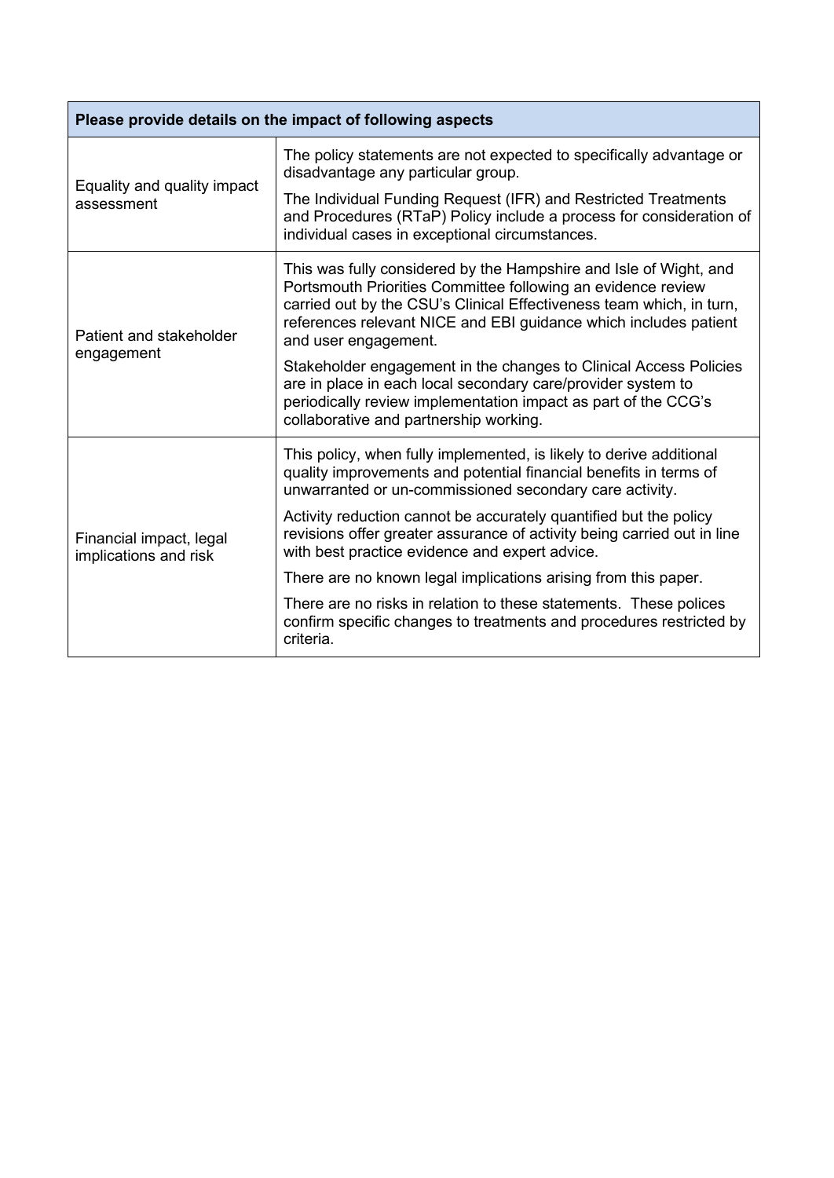| Please provide details on the impact of following aspects | |
|---|---|
| Equality and quality impact assessment | The policy statements are not expected to specifically advantage or disadvantage any particular group.<br><br>The Individual Funding Request (IFR) and Restricted Treatments and Procedures (RTaP) Policy include a process for consideration of individual cases in exceptional circumstances. |
| Patient and stakeholder engagement | This was fully considered by the Hampshire and Isle of Wight, and Portsmouth Priorities Committee following an evidence review carried out by the CSU's Clinical Effectiveness team which, in turn, references relevant NICE and EBI guidance which includes patient and user engagement.<br><br>Stakeholder engagement in the changes to Clinical Access Policies are in place in each local secondary care/provider system to periodically review implementation impact as part of the CCG's collaborative and partnership working. |
| Financial impact, legal implications and risk | This policy, when fully implemented, is likely to derive additional quality improvements and potential financial benefits in terms of unwarranted or un-commissioned secondary care activity.<br><br>Activity reduction cannot be accurately quantified but the policy revisions offer greater assurance of activity being carried out in line with best practice evidence and expert advice.<br><br>There are no known legal implications arising from this paper.<br><br>There are no risks in relation to these statements. These polices confirm specific changes to treatments and procedures restricted by criteria. |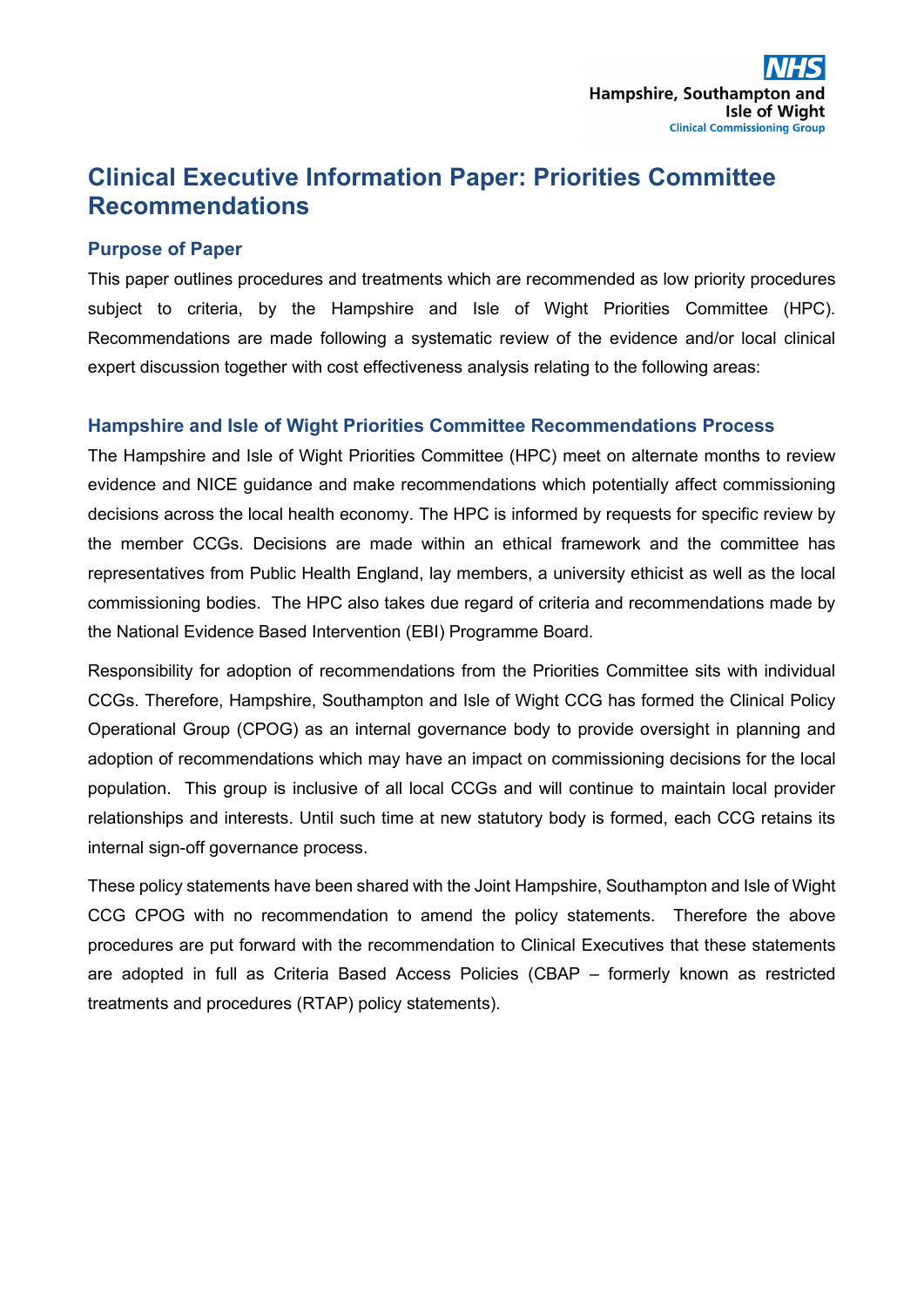# Clinical Executive Information Paper: Priorities Committee Recommendations

## Purpose of Paper

This paper outlines procedures and treatments which are recommended as low priority procedures subject to criteria, by the Hampshire and Isle of Wight Priorities Committee (HPC). Recommendations are made following a systematic review of the evidence and/or local clinical expert discussion together with cost effectiveness analysis relating to the following areas:

## Hampshire and Isle of Wight Priorities Committee Recommendations Process

The Hampshire and Isle of Wight Priorities Committee (HPC) meet on alternate months to review evidence and NICE guidance and make recommendations which potentially affect commissioning decisions across the local health economy. The HPC is informed by requests for specific review by the member CCGs. Decisions are made within an ethical framework and the committee has representatives from Public Health England, lay members, a university ethicist as well as the local commissioning bodies. The HPC also takes due regard of criteria and recommendations made by the National Evidence Based Intervention (EBI) Programme Board.

Responsibility for adoption of recommendations from the Priorities Committee sits with individual CCGs. Therefore, Hampshire, Southampton and Isle of Wight CCG has formed the Clinical Policy Operational Group (CPOG) as an internal governance body to provide oversight in planning and adoption of recommendations which may have an impact on commissioning decisions for the local population. This group is inclusive of all local CCGs and will continue to maintain local provider relationships and interests. Until such time at new statutory body is formed, each CCG retains its internal sign-off governance process.

These policy statements have been shared with the Joint Hampshire, Southampton and Isle of Wight CCG CPOG with no recommendation to amend the policy statements. Therefore the above procedures are put forward with the recommendation to Clinical Executives that these statements are adopted in full as Criteria Based Access Policies (CBAP – formerly known as restricted treatments and procedures (RTAP) policy statements).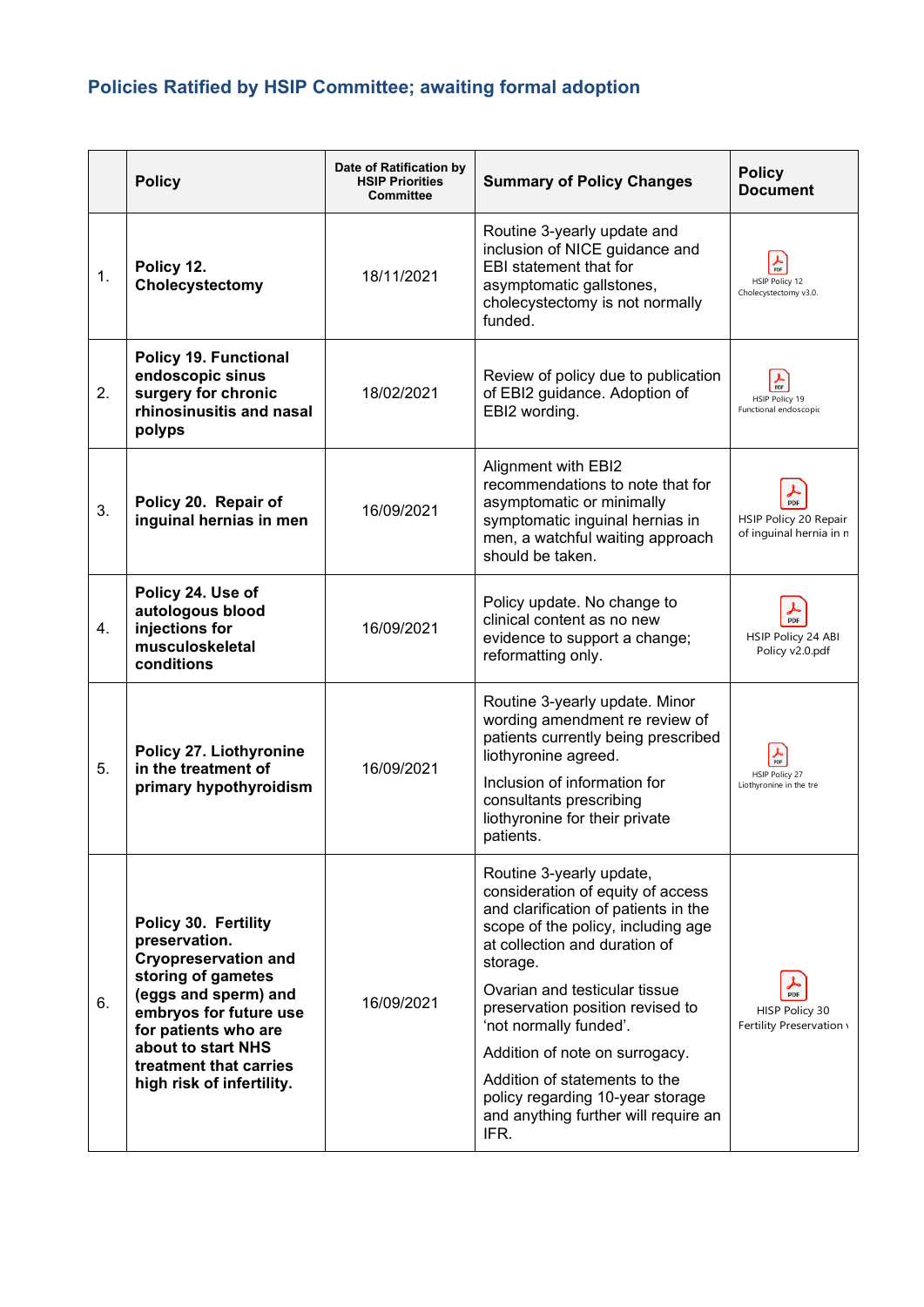## Policies Ratified by HSIP Committee; awaiting formal adoption

| | Policy | Date of Ratification by HSIP Priorities Committee | Summary of Policy Changes | Policy Document |
|---|---|---|---|---|
| 1. | **Policy 12. Cholecystectomy** | 18/11/2021 | Routine 3-yearly update and inclusion of NICE guidance and EBI statement that for asymptomatic gallstones, cholecystectomy is not normally funded. | HSIP Policy 12 Cholecystectomy v3.0. |
| 2. | **Policy 19. Functional endoscopic sinus surgery for chronic rhinosinusitis and nasal polyps** | 18/02/2021 | Review of policy due to publication of EBI2 guidance. Adoption of EBI2 wording. | HSIP Policy 19 Functional endoscopic |
| 3. | **Policy 20. Repair of inguinal hernias in men** | 16/09/2021 | Alignment with EBI2 recommendations to note that for asymptomatic or minimally symptomatic inguinal hernias in men, a watchful waiting approach should be taken. | HSIP Policy 20 Repair of inguinal hernia in n |
| 4. | **Policy 24. Use of autologous blood injections for musculoskeletal conditions** | 16/09/2021 | Policy update. No change to clinical content as no new evidence to support a change; reformatting only. | HSIP Policy 24 ABI Policy v2.0.pdf |
| 5. | **Policy 27. Liothyronine in the treatment of primary hypothyroidism** | 16/09/2021 | Routine 3-yearly update. Minor wording amendment re review of patients currently being prescribed liothyronine agreed.<br><br>Inclusion of information for consultants prescribing liothyronine for their private patients. | HSIP Policy 27 Liothyronine in the tre |
| 6. | **Policy 30. Fertility preservation. Cryopreservation and storing of gametes (eggs and sperm) and embryos for future use for patients who are about to start NHS treatment that carries high risk of infertility.** | 16/09/2021 | Routine 3-yearly update, consideration of equity of access and clarification of patients in the scope of the policy, including age at collection and duration of storage.<br><br>Ovarian and testicular tissue preservation position revised to 'not normally funded'.<br><br>Addition of note on surrogacy.<br><br>Addition of statements to the policy regarding 10-year storage and anything further will require an IFR. | HISP Policy 30 Fertility Preservation v |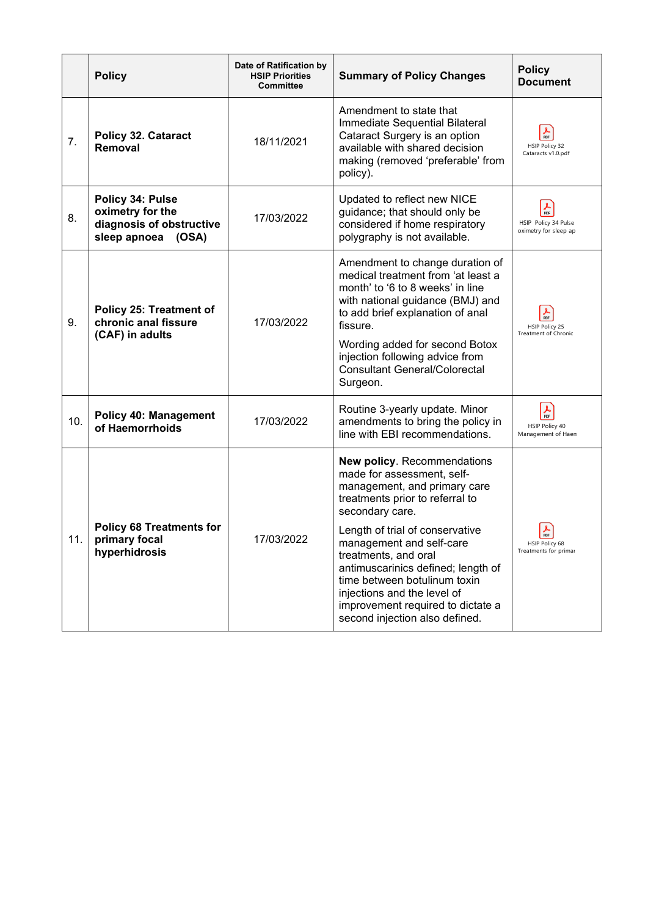| | Policy | Date of Ratification by HSIP Priorities Committee | Summary of Policy Changes | Policy Document |
|---|---|---|---|---|
| 7. | **Policy 32. Cataract Removal** | 18/11/2021 | Amendment to state that Immediate Sequential Bilateral Cataract Surgery is an option available with shared decision making (removed 'preferable' from policy). | HSIP Policy 32 Cataracts v1.0.pdf |
| 8. | **Policy 34: Pulse oximetry for the diagnosis of obstructive sleep apnoea (OSA)** | 17/03/2022 | Updated to reflect new NICE guidance; that should only be considered if home respiratory polygraphy is not available. | HSIP Policy 34 Pulse oximetry for sleep ap |
| 9. | **Policy 25: Treatment of chronic anal fissure (CAF) in adults** | 17/03/2022 | Amendment to change duration of medical treatment from 'at least a month' to '6 to 8 weeks' in line with national guidance (BMJ) and to add brief explanation of anal fissure.<br><br>Wording added for second Botox injection following advice from Consultant General/Colorectal Surgeon. | HSIP Policy 25 Treatment of Chronic |
| 10. | **Policy 40: Management of Haemorrhoids** | 17/03/2022 | Routine 3-yearly update. Minor amendments to bring the policy in line with EBI recommendations. | HSIP Policy 40 Management of Haem |
| 11. | **Policy 68 Treatments for primary focal hyperhidrosis** | 17/03/2022 | **New policy**. Recommendations made for assessment, self-management, and primary care treatments prior to referral to secondary care.<br><br>Length of trial of conservative management and self-care treatments, and oral antimuscarinics defined; length of time between botulinum toxin injections and the level of improvement required to dictate a second injection also defined. | HSIP Policy 68 Treatments for primai |